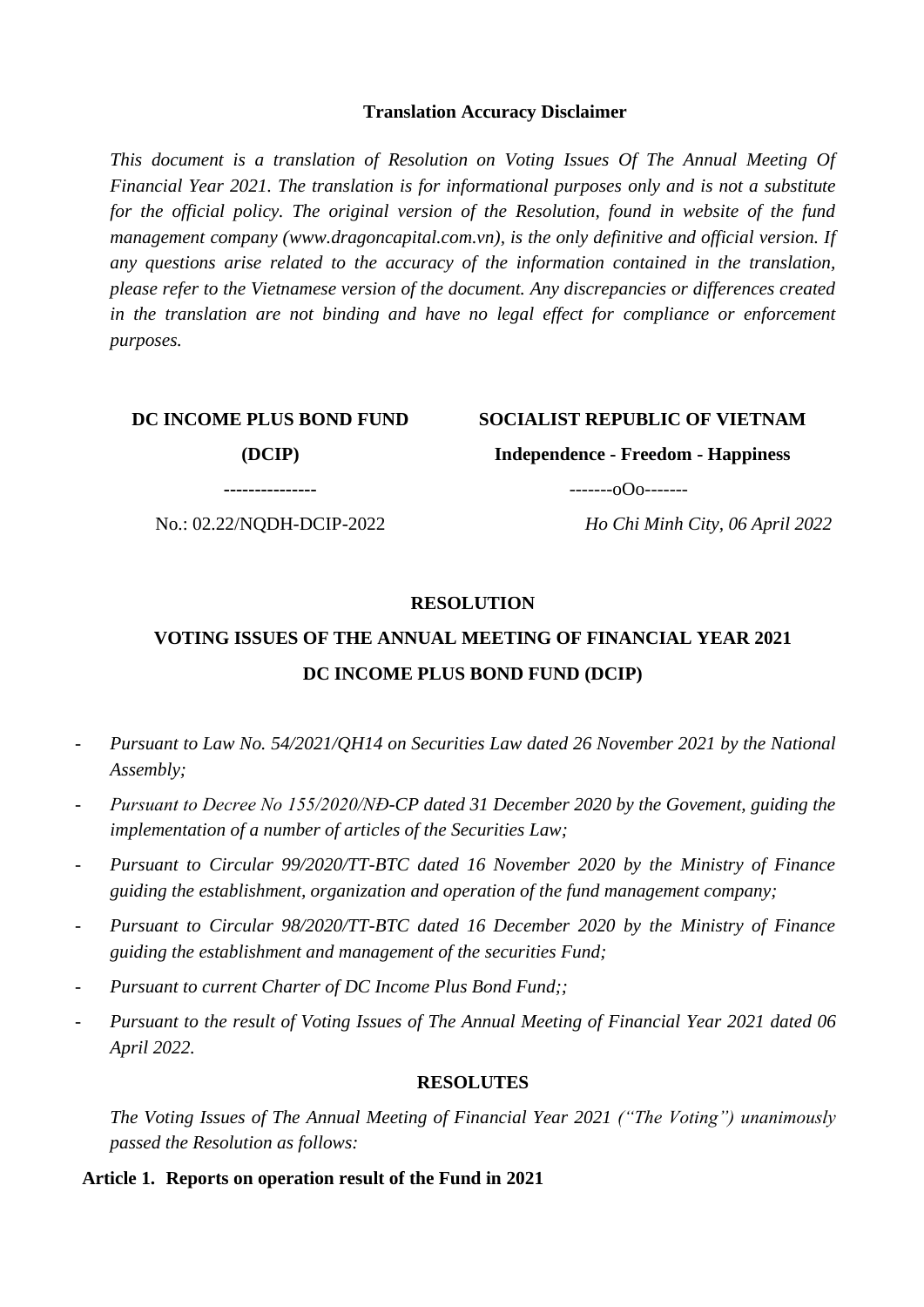**Translation Accuracy Disclaimer**

*This document is a translation of Resolution on Voting Issues Of The Annual Meeting Of Financial Year 2021. The translation is for informational purposes only and is not a substitute for the official policy. The original version of the Resolution, found in website of the fund management company (www.dragoncapital.com.vn), is the only definitive and official version. If any questions arise related to the accuracy of the information contained in the translation, please refer to the Vietnamese version of the document. Any discrepancies or differences created in the translation are not binding and have no legal effect for compliance or enforcement purposes.*

| **DC INCOME PLUS BOND FUND** | **SOCIALIST REPUBLIC OF VIETNAM** |
|---|---|
| **(DCIP)** | **Independence - Freedom - Happiness** |
| --------------- | -------oOo------- |
| No.: 02.22/NQDH-DCIP-2022 | *Ho Chi Minh City, 06 April 2022* |

# RESOLUTION

## VOTING ISSUES OF THE ANNUAL MEETING OF FINANCIAL YEAR 2021

## DC INCOME PLUS BOND FUND (DCIP)

- *Pursuant to Law No. 54/2021/QH14 on Securities Law dated 26 November 2021 by the National Assembly;*
- *Pursuant to Decree No 155/2020/NĐ-CP dated 31 December 2020 by the Govement, guiding the implementation of a number of articles of the Securities Law;*
- *Pursuant to Circular 99/2020/TT-BTC dated 16 November 2020 by the Ministry of Finance guiding the establishment, organization and operation of the fund management company;*
- *Pursuant to Circular 98/2020/TT-BTC dated 16 December 2020 by the Ministry of Finance guiding the establishment and management of the securities Fund;*
- *Pursuant to current Charter of DC Income Plus Bond Fund;;*
- *Pursuant to the result of Voting Issues of The Annual Meeting of Financial Year 2021 dated 06 April 2022.*

**RESOLUTES**

*The Voting Issues of The Annual Meeting of Financial Year 2021 ("The Voting") unanimously passed the Resolution as follows:*

**Article 1. Reports on operation result of the Fund in 2021**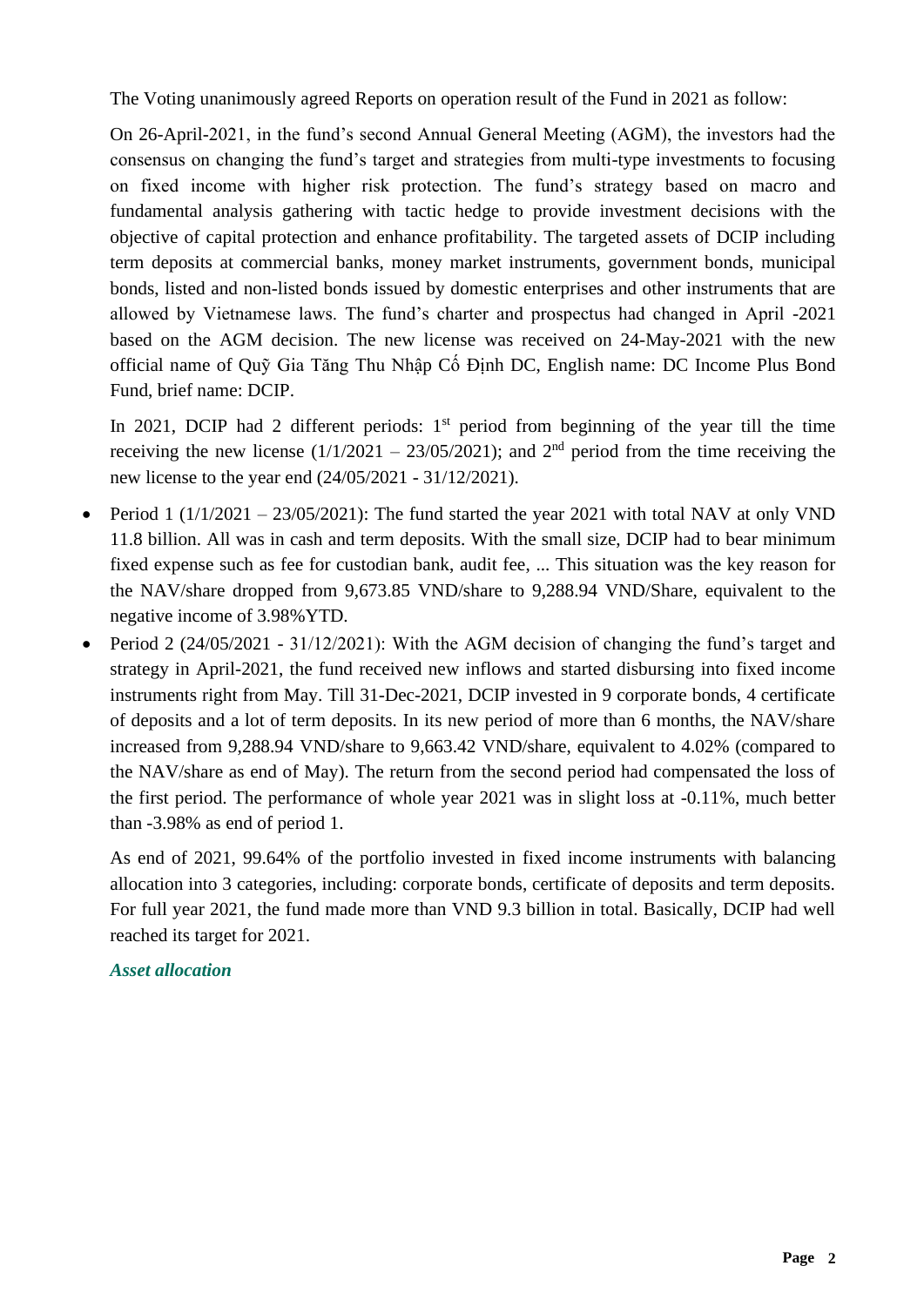The Voting unanimously agreed Reports on operation result of the Fund in 2021 as follow:

On 26-April-2021, in the fund's second Annual General Meeting (AGM), the investors had the consensus on changing the fund's target and strategies from multi-type investments to focusing on fixed income with higher risk protection. The fund's strategy based on macro and fundamental analysis gathering with tactic hedge to provide investment decisions with the objective of capital protection and enhance profitability. The targeted assets of DCIP including term deposits at commercial banks, money market instruments, government bonds, municipal bonds, listed and non-listed bonds issued by domestic enterprises and other instruments that are allowed by Vietnamese laws. The fund's charter and prospectus had changed in April -2021 based on the AGM decision. The new license was received on 24-May-2021 with the new official name of Quỹ Gia Tăng Thu Nhập Cố Định DC, English name: DC Income Plus Bond Fund, brief name: DCIP.

In 2021, DCIP had 2 different periods: 1st period from beginning of the year till the time receiving the new license (1/1/2021 – 23/05/2021); and 2nd period from the time receiving the new license to the year end (24/05/2021 - 31/12/2021).

- Period 1 (1/1/2021 – 23/05/2021): The fund started the year 2021 with total NAV at only VND 11.8 billion. All was in cash and term deposits. With the small size, DCIP had to bear minimum fixed expense such as fee for custodian bank, audit fee, ... This situation was the key reason for the NAV/share dropped from 9,673.85 VND/share to 9,288.94 VND/Share, equivalent to the negative income of 3.98%YTD.
- Period 2 (24/05/2021 - 31/12/2021): With the AGM decision of changing the fund's target and strategy in April-2021, the fund received new inflows and started disbursing into fixed income instruments right from May. Till 31-Dec-2021, DCIP invested in 9 corporate bonds, 4 certificate of deposits and a lot of term deposits. In its new period of more than 6 months, the NAV/share increased from 9,288.94 VND/share to 9,663.42 VND/share, equivalent to 4.02% (compared to the NAV/share as end of May). The return from the second period had compensated the loss of the first period. The performance of whole year 2021 was in slight loss at -0.11%, much better than -3.98% as end of period 1.

As end of 2021, 99.64% of the portfolio invested in fixed income instruments with balancing allocation into 3 categories, including: corporate bonds, certificate of deposits and term deposits. For full year 2021, the fund made more than VND 9.3 billion in total. Basically, DCIP had well reached its target for 2021.

***Asset allocation***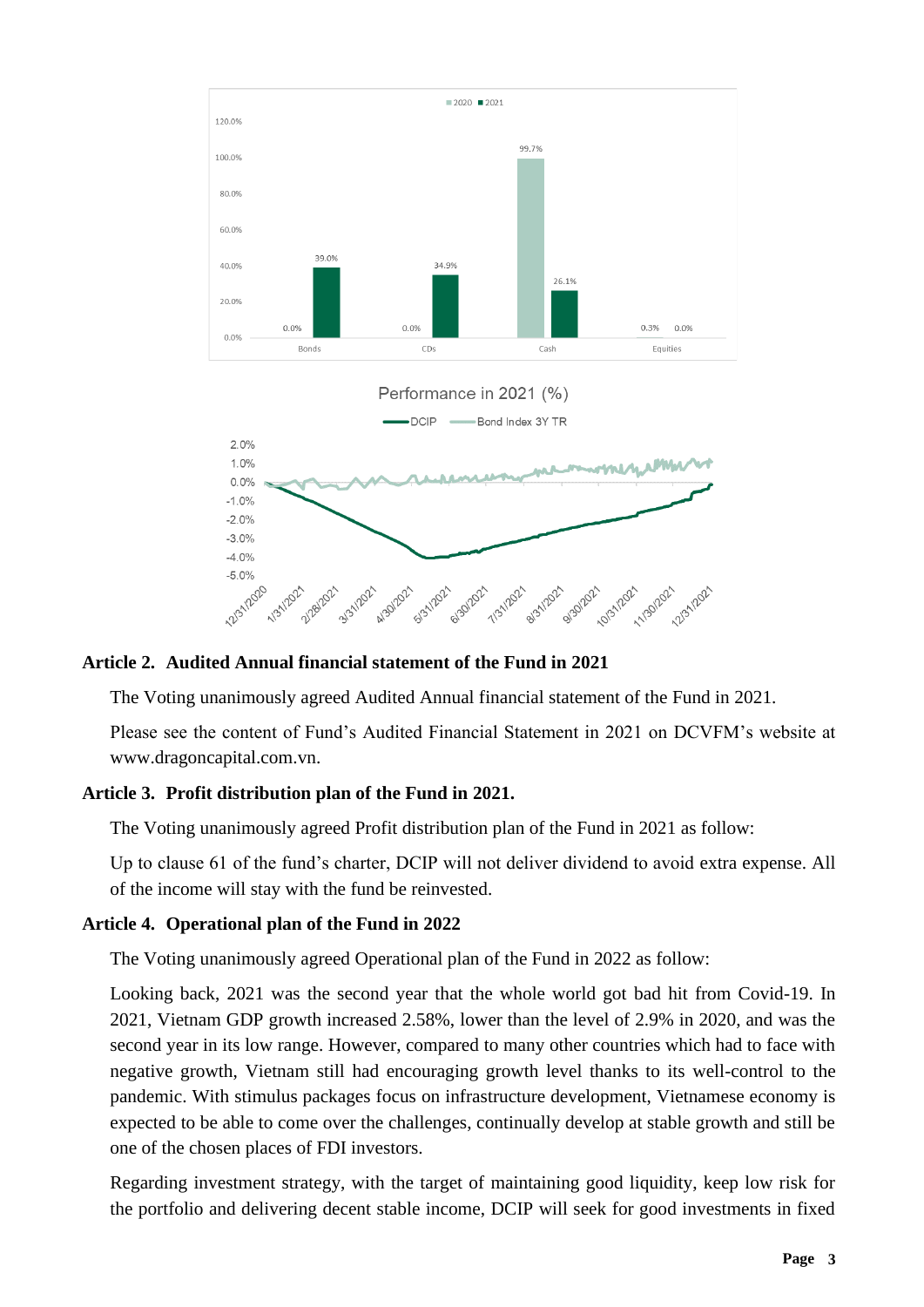| | 2020 | 2021 |
|---|---|---|
| Bonds | 0.0% | 39.0% |
| CDs | 0.0% | 34.9% |
| Cash | 99.7% | 26.1% |
| Equities | 0.3% | 0.0% |

Performance in 2021 (%)

DCIP — Bond Index 3Y TR

## Article 2. Audited Annual financial statement of the Fund in 2021

The Voting unanimously agreed Audited Annual financial statement of the Fund in 2021.

Please see the content of Fund's Audited Financial Statement in 2021 on DCVFM's website at www.dragoncapital.com.vn.

## Article 3. Profit distribution plan of the Fund in 2021.

The Voting unanimously agreed Profit distribution plan of the Fund in 2021 as follow:

Up to clause 61 of the fund's charter, DCIP will not deliver dividend to avoid extra expense. All of the income will stay with the fund be reinvested.

## Article 4. Operational plan of the Fund in 2022

The Voting unanimously agreed Operational plan of the Fund in 2022 as follow:

Looking back, 2021 was the second year that the whole world got bad hit from Covid-19. In 2021, Vietnam GDP growth increased 2.58%, lower than the level of 2.9% in 2020, and was the second year in its low range. However, compared to many other countries which had to face with negative growth, Vietnam still had encouraging growth level thanks to its well-control to the pandemic. With stimulus packages focus on infrastructure development, Vietnamese economy is expected to be able to come over the challenges, continually develop at stable growth and still be one of the chosen places of FDI investors.

Regarding investment strategy, with the target of maintaining good liquidity, keep low risk for the portfolio and delivering decent stable income, DCIP will seek for good investments in fixed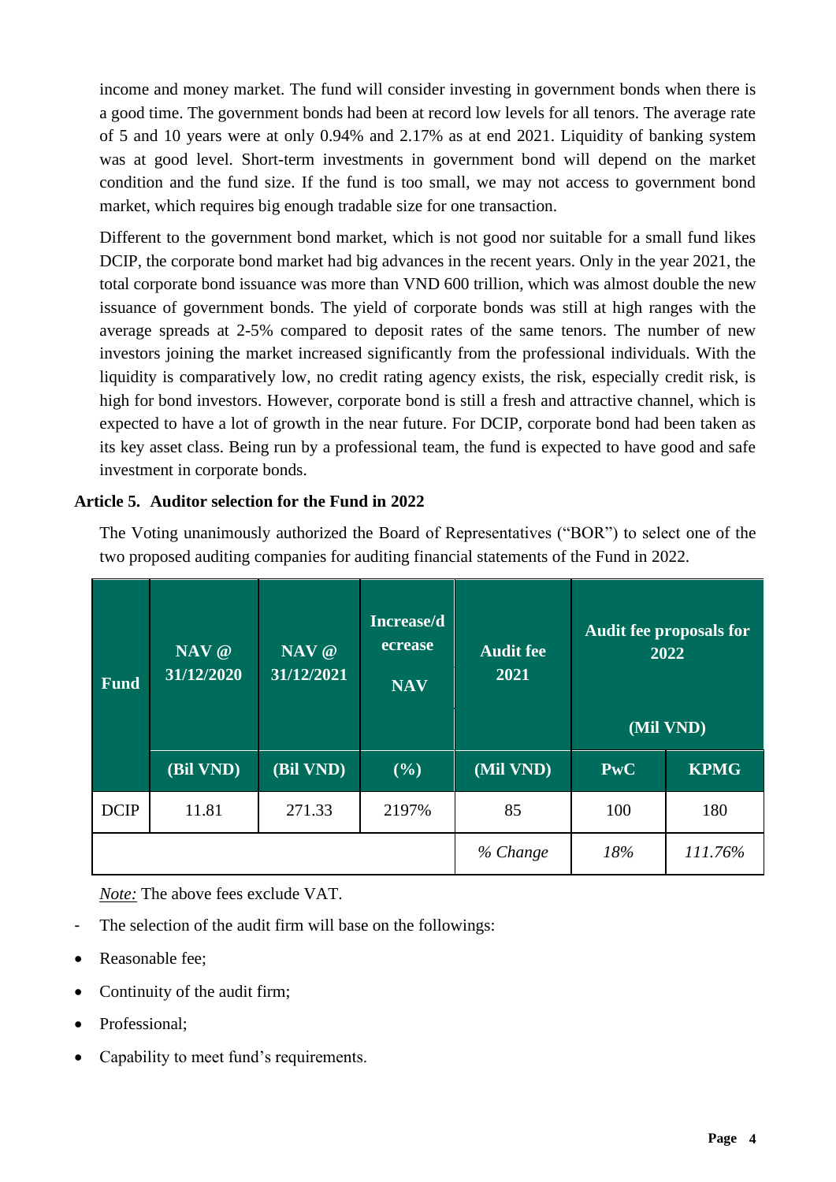income and money market. The fund will consider investing in government bonds when there is a good time. The government bonds had been at record low levels for all tenors. The average rate of 5 and 10 years were at only 0.94% and 2.17% as at end 2021. Liquidity of banking system was at good level. Short-term investments in government bond will depend on the market condition and the fund size. If the fund is too small, we may not access to government bond market, which requires big enough tradable size for one transaction.

Different to the government bond market, which is not good nor suitable for a small fund likes DCIP, the corporate bond market had big advances in the recent years. Only in the year 2021, the total corporate bond issuance was more than VND 600 trillion, which was almost double the new issuance of government bonds. The yield of corporate bonds was still at high ranges with the average spreads at 2-5% compared to deposit rates of the same tenors. The number of new investors joining the market increased significantly from the professional individuals. With the liquidity is comparatively low, no credit rating agency exists, the risk, especially credit risk, is high for bond investors. However, corporate bond is still a fresh and attractive channel, which is expected to have a lot of growth in the near future. For DCIP, corporate bond had been taken as its key asset class. Being run by a professional team, the fund is expected to have good and safe investment in corporate bonds.

**Article 5. Auditor selection for the Fund in 2022**

The Voting unanimously authorized the Board of Representatives ("BOR") to select one of the two proposed auditing companies for auditing financial statements of the Fund in 2022.

| Fund | NAV @ 31/12/2020 | NAV @ 31/12/2021 | Increase/decrease NAV | Audit fee 2021 | Audit fee proposals for 2022 (Mil VND) | |
|---|---|---|---|---|---|---|
| | (Bil VND) | (Bil VND) | (%) | (Mil VND) | PwC | KPMG |
| DCIP | 11.81 | 271.33 | 2197% | 85 | 100 | 180 |
| | | | | *% Change* | *18%* | *111.76%* |

*Note:* The above fees exclude VAT.

- The selection of the audit firm will base on the followings:

- Reasonable fee;
- Continuity of the audit firm;
- Professional;
- Capability to meet fund's requirements.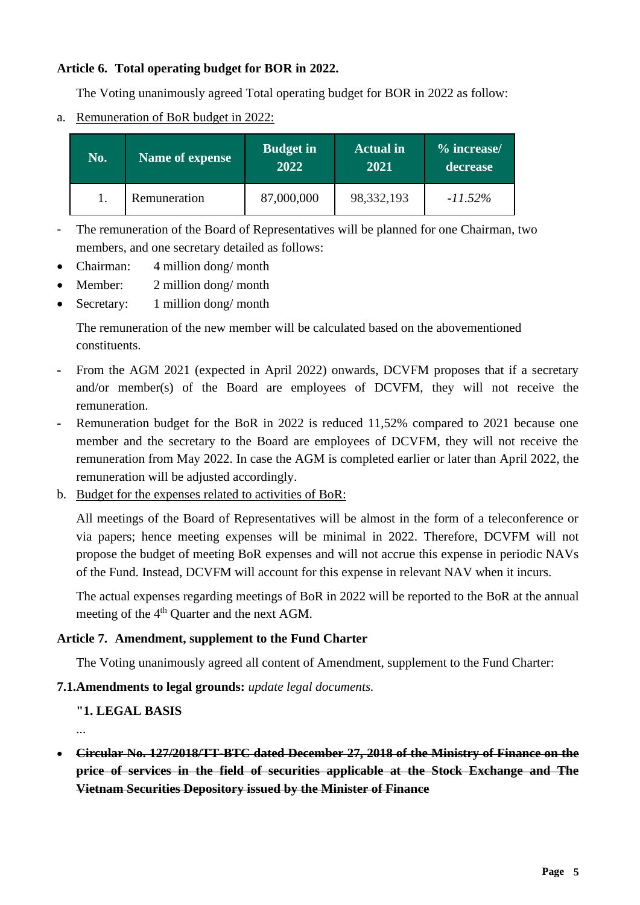**Article 6. Total operating budget for BOR in 2022.**

The Voting unanimously agreed Total operating budget for BOR in 2022 as follow:

a. Remuneration of BoR budget in 2022:

| No. | Name of expense | Budget in 2022 | Actual in 2021 | % increase/ decrease |
|---|---|---|---|---|
| 1. | Remuneration | 87,000,000 | 98,332,193 | *-11.52%* |

- The remuneration of the Board of Representatives will be planned for one Chairman, two members, and one secretary detailed as follows:
  - Chairman: 4 million dong/ month
  - Member: 2 million dong/ month
  - Secretary: 1 million dong/ month

  The remuneration of the new member will be calculated based on the abovementioned constituents.
- From the AGM 2021 (expected in April 2022) onwards, DCVFM proposes that if a secretary and/or member(s) of the Board are employees of DCVFM, they will not receive the remuneration.
- Remuneration budget for the BoR in 2022 is reduced 11,52% compared to 2021 because one member and the secretary to the Board are employees of DCVFM, they will not receive the remuneration from May 2022. In case the AGM is completed earlier or later than April 2022, the remuneration will be adjusted accordingly.

b. Budget for the expenses related to activities of BoR:

All meetings of the Board of Representatives will be almost in the form of a teleconference or via papers; hence meeting expenses will be minimal in 2022. Therefore, DCVFM will not propose the budget of meeting BoR expenses and will not accrue this expense in periodic NAVs of the Fund. Instead, DCVFM will account for this expense in relevant NAV when it incurs.

The actual expenses regarding meetings of BoR in 2022 will be reported to the BoR at the annual meeting of the 4th Quarter and the next AGM.

**Article 7. Amendment, supplement to the Fund Charter**

The Voting unanimously agreed all content of Amendment, supplement to the Fund Charter:

**7.1.Amendments to legal grounds:** *update legal documents.*

**"1. LEGAL BASIS**

...

- ~~**Circular No. 127/2018/TT-BTC dated December 27, 2018 of the Ministry of Finance on the price of services in the field of securities applicable at the Stock Exchange and The Vietnam Securities Depository issued by the Minister of Finance**~~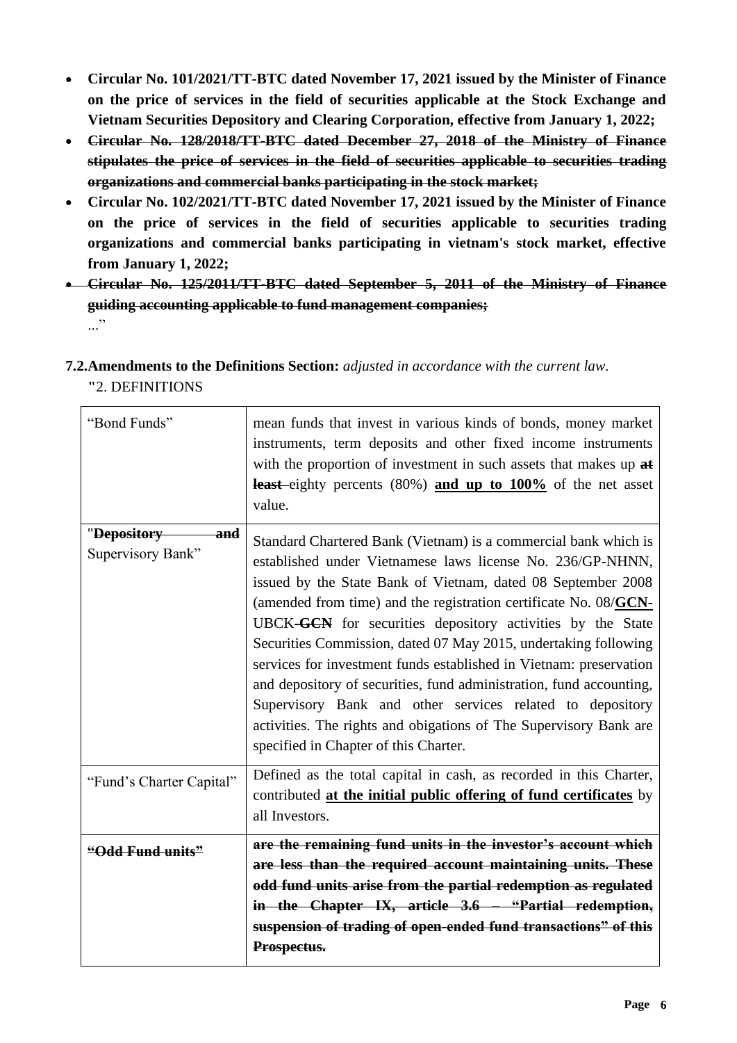- **Circular No. 101/2021/TT-BTC dated November 17, 2021 issued by the Minister of Finance on the price of services in the field of securities applicable at the Stock Exchange and Vietnam Securities Depository and Clearing Corporation, effective from January 1, 2022;**
- ~~**Circular No. 128/2018/TT-BTC dated December 27, 2018 of the Ministry of Finance stipulates the price of services in the field of securities applicable to securities trading organizations and commercial banks participating in the stock market;**~~
- **Circular No. 102/2021/TT-BTC dated November 17, 2021 issued by the Minister of Finance on the price of services in the field of securities applicable to securities trading organizations and commercial banks participating in vietnam's stock market, effective from January 1, 2022;**
- ~~**Circular No. 125/2011/TT-BTC dated September 5, 2011 of the Ministry of Finance guiding accounting applicable to fund management companies;**~~

..."

**7.2.Amendments to the Definitions Section:** *adjusted in accordance with the current law.*

"2. DEFINITIONS

| | |
|---|---|
| "Bond Funds" | mean funds that invest in various kinds of bonds, money market instruments, term deposits and other fixed income instruments with the proportion of investment in such assets that makes up ~~**at least**~~ eighty percents (80%) **<u>and up to 100%</u>** of the net asset value. |
| "~~**Depository and**~~ Supervisory Bank" | Standard Chartered Bank (Vietnam) is a commercial bank which is established under Vietnamese laws license No. 236/GP-NHNN, issued by the State Bank of Vietnam, dated 08 September 2008 (amended from time) and the registration certificate No. 08/**<u>GCN-</u>**UBCK~~**-GCN**~~ for securities depository activities by the State Securities Commission, dated 07 May 2015, undertaking following services for investment funds established in Vietnam: preservation and depository of securities, fund administration, fund accounting, Supervisory Bank and other services related to depository activities. The rights and obigations of The Supervisory Bank are specified in Chapter of this Charter. |
| "Fund's Charter Capital" | Defined as the total capital in cash, as recorded in this Charter, contributed **<u>at the initial public offering of fund certificates</u>** by all Investors. |
| ~~**"Odd Fund units"**~~ | ~~**are the remaining fund units in the investor's account which are less than the required account maintaining units. These odd fund units arise from the partial redemption as regulated in the Chapter IX, article 3.6 – "Partial redemption, suspension of trading of open-ended fund transactions" of this Prospectus.**~~ |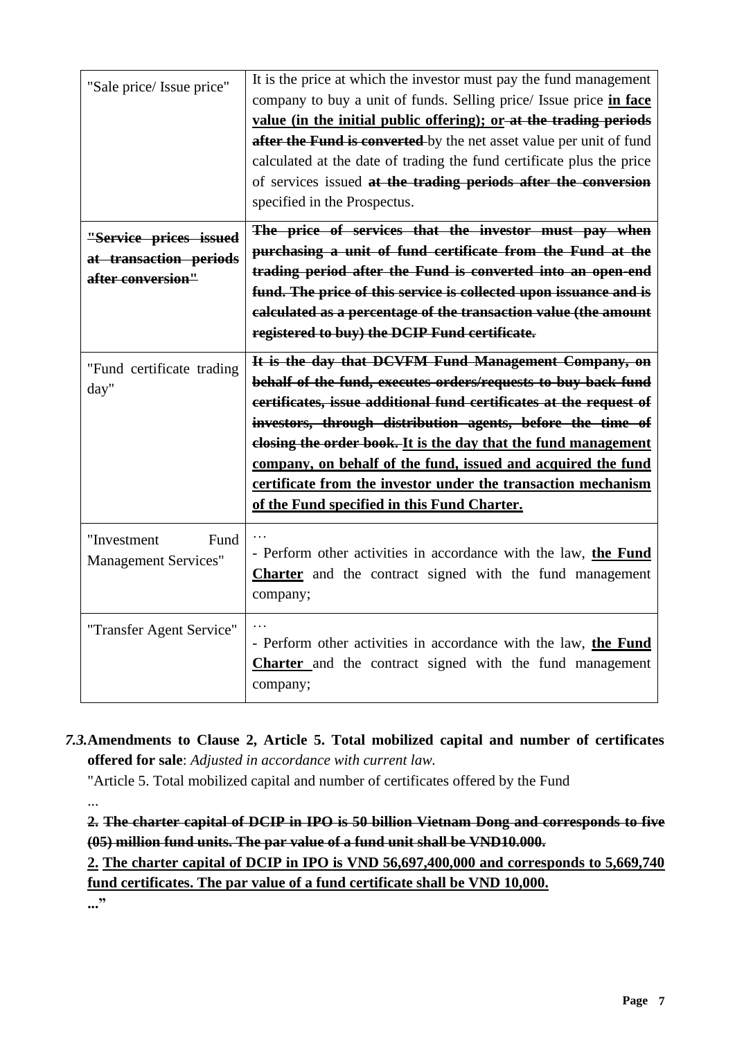| "Sale price/ Issue price" | It is the price at which the investor must pay the fund management company to buy a unit of funds. Selling price/ Issue price **<u>in face value (in the initial public offering); or</u>** ~~**at the trading periods after the Fund is converted**~~ by the net asset value per unit of fund calculated at the date of trading the fund certificate plus the price of services issued ~~**at the trading periods after the conversion**~~ specified in the Prospectus. |
|---|---|
| ~~**"Service prices issued at transaction periods after conversion"**~~ | ~~**The price of services that the investor must pay when purchasing a unit of fund certificate from the Fund at the trading period after the Fund is converted into an open-end fund. The price of this service is collected upon issuance and is calculated as a percentage of the transaction value (the amount registered to buy) the DCIP Fund certificate.**~~ |
| "Fund certificate trading day" | ~~**It is the day that DCVFM Fund Management Company, on behalf of the fund, executes orders/requests to buy back fund certificates, issue additional fund certificates at the request of investors, through distribution agents, before the time of closing the order book.**~~ **<u>It is the day that the fund management company, on behalf of the fund, issued and acquired the fund certificate from the investor under the transaction mechanism of the Fund specified in this Fund Charter.</u>** |
| "Investment Fund Management Services" | …<br>- Perform other activities in accordance with the law, **<u>the Fund Charter</u>** and the contract signed with the fund management company; |
| "Transfer Agent Service" | …<br>- Perform other activities in accordance with the law, **<u>the Fund Charter</u>** and the contract signed with the fund management company; |

***7.3.*** **Amendments to Clause 2, Article 5. Total mobilized capital and number of certificates offered for sale**: *Adjusted in accordance with current law.*

"Article 5. Total mobilized capital and number of certificates offered by the Fund

...

~~**2. The charter capital of DCIP in IPO is 50 billion Vietnam Dong and corresponds to five (05) million fund units. The par value of a fund unit shall be VND10.000.**~~

**<u>2. The charter capital of DCIP in IPO is VND 56,697,400,000 and corresponds to 5,669,740 fund certificates. The par value of a fund certificate shall be VND 10,000.</u>**

**...**"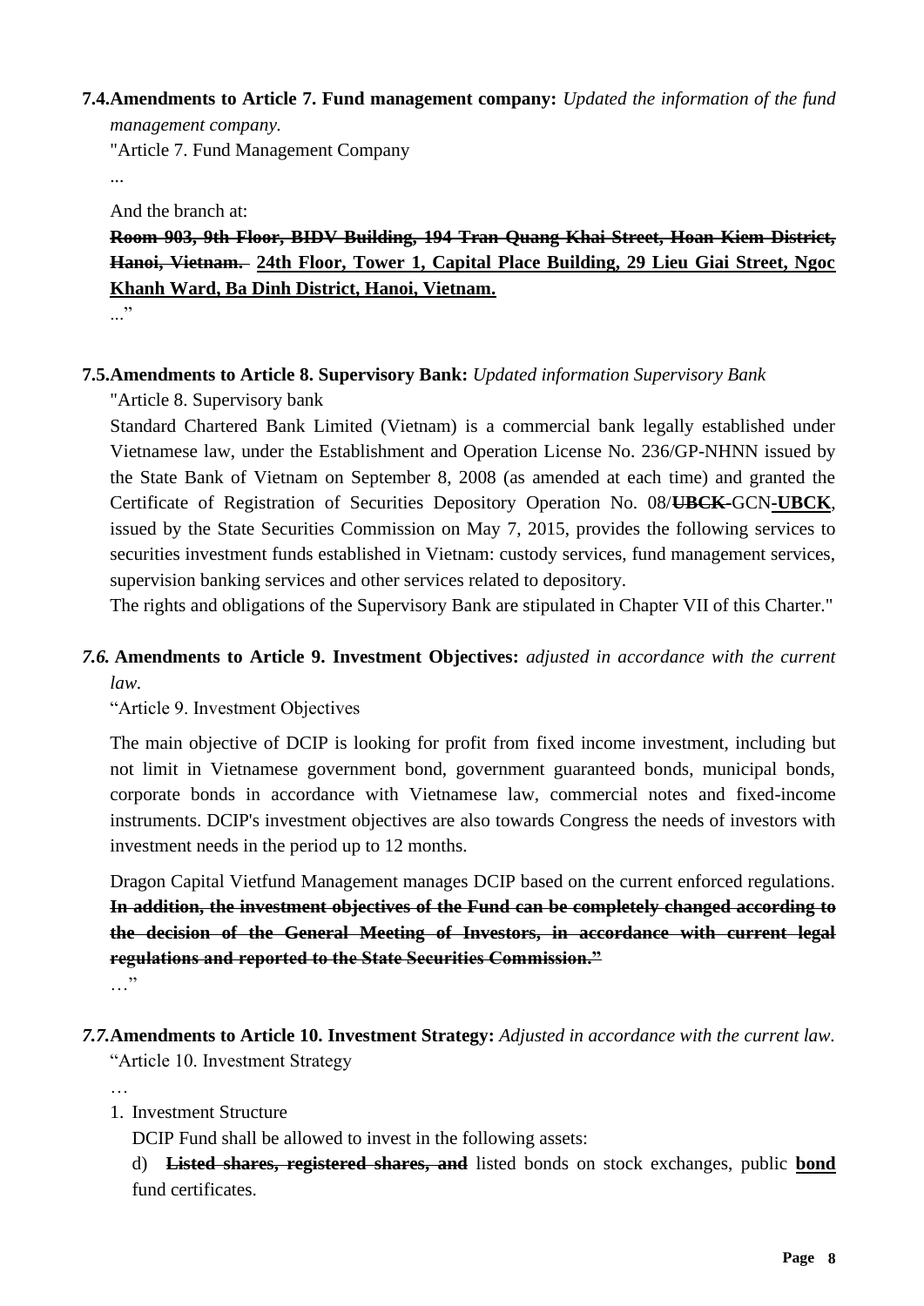**7.4. Amendments to Article 7. Fund management company:** *Updated the information of the fund management company.*

"Article 7. Fund Management Company

...

And the branch at:

~~**Room 903, 9th Floor, BIDV Building, 194 Tran Quang Khai Street, Hoan Kiem District, Hanoi, Vietnam.**~~ **<u>24th Floor, Tower 1, Capital Place Building, 29 Lieu Giai Street, Ngoc Khanh Ward, Ba Dinh District, Hanoi, Vietnam.</u>**

..."

**7.5. Amendments to Article 8. Supervisory Bank:** *Updated information Supervisory Bank*

"Article 8. Supervisory bank

Standard Chartered Bank Limited (Vietnam) is a commercial bank legally established under Vietnamese law, under the Establishment and Operation License No. 236/GP-NHNN issued by the State Bank of Vietnam on September 8, 2008 (as amended at each time) and granted the Certificate of Registration of Securities Depository Operation No. 08/~~**UBCK-**~~GCN**<u>-UBCK</u>**, issued by the State Securities Commission on May 7, 2015, provides the following services to securities investment funds established in Vietnam: custody services, fund management services, supervision banking services and other services related to depository.

The rights and obligations of the Supervisory Bank are stipulated in Chapter VII of this Charter."

***7.6.* Amendments to Article 9. Investment Objectives:** *adjusted in accordance with the current law.*

"Article 9. Investment Objectives

The main objective of DCIP is looking for profit from fixed income investment, including but not limit in Vietnamese government bond, government guaranteed bonds, municipal bonds, corporate bonds in accordance with Vietnamese law, commercial notes and fixed-income instruments. DCIP's investment objectives are also towards Congress the needs of investors with investment needs in the period up to 12 months.

Dragon Capital Vietfund Management manages DCIP based on the current enforced regulations. ~~**In addition, the investment objectives of the Fund can be completely changed according to the decision of the General Meeting of Investors, in accordance with current legal regulations and reported to the State Securities Commission."**~~

…"

***7.7.* Amendments to Article 10. Investment Strategy:** *Adjusted in accordance with the current law.*

"Article 10. Investment Strategy

…

1. Investment Structure

   DCIP Fund shall be allowed to invest in the following assets:

   d) ~~**Listed shares, registered shares, and**~~ listed bonds on stock exchanges, public **<u>bond</u>** fund certificates.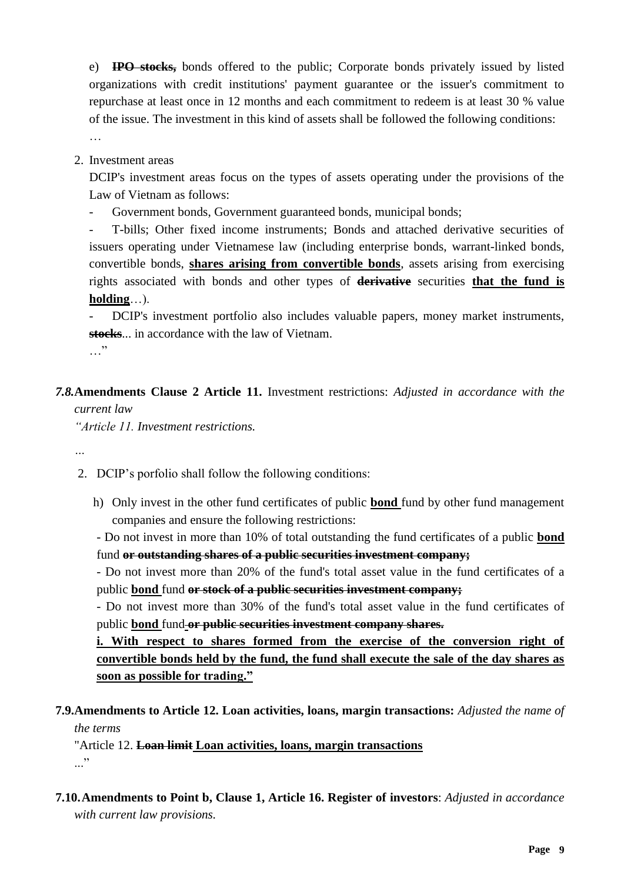e) ~~**IPO stocks,**~~ bonds offered to the public; Corporate bonds privately issued by listed organizations with credit institutions' payment guarantee or the issuer's commitment to repurchase at least once in 12 months and each commitment to redeem is at least 30 % value of the issue. The investment in this kind of assets shall be followed the following conditions:

…

2. Investment areas

DCIP's investment areas focus on the types of assets operating under the provisions of the Law of Vietnam as follows:

- Government bonds, Government guaranteed bonds, municipal bonds;
- T-bills; Other fixed income instruments; Bonds and attached derivative securities of issuers operating under Vietnamese law (including enterprise bonds, warrant-linked bonds, convertible bonds, **<u>shares arising from convertible bonds</u>**, assets arising from exercising rights associated with bonds and other types of ~~**derivative**~~ securities **<u>that the fund is holding</u>**…).
- DCIP's investment portfolio also includes valuable papers, money market instruments, ~~**stocks**~~... in accordance with the law of Vietnam.

…"

***7.8.*** **Amendments Clause 2 Article 11.** Investment restrictions: *Adjusted in accordance with the current law*

*"Article 11. Investment restrictions.*

*…*

2. DCIP's porfolio shall follow the following conditions:

h) Only invest in the other fund certificates of public **<u>bond</u>** fund by other fund management companies and ensure the following restrictions:

- Do not invest in more than 10% of total outstanding the fund certificates of a public **<u>bond</u>** fund ~~**or outstanding shares of a public securities investment company;**~~
- Do not invest more than 20% of the fund's total asset value in the fund certificates of a public **<u>bond</u>** fund ~~**or stock of a public securities investment company;**~~
- Do not invest more than 30% of the fund's total asset value in the fund certificates of public **<u>bond</u>** fund ~~**or public securities investment company shares.**~~

**<u>i. With respect to shares formed from the exercise of the conversion right of convertible bonds held by the fund, the fund shall execute the sale of the day shares as soon as possible for trading."</u>**

**7.9. Amendments to Article 12. Loan activities, loans, margin transactions:** *Adjusted the name of the terms*

"Article 12. ~~**Loan limit**~~ **<u>Loan activities, loans, margin transactions</u>**

..."

**7.10. Amendments to Point b, Clause 1, Article 16. Register of investors**: *Adjusted in accordance with current law provisions.*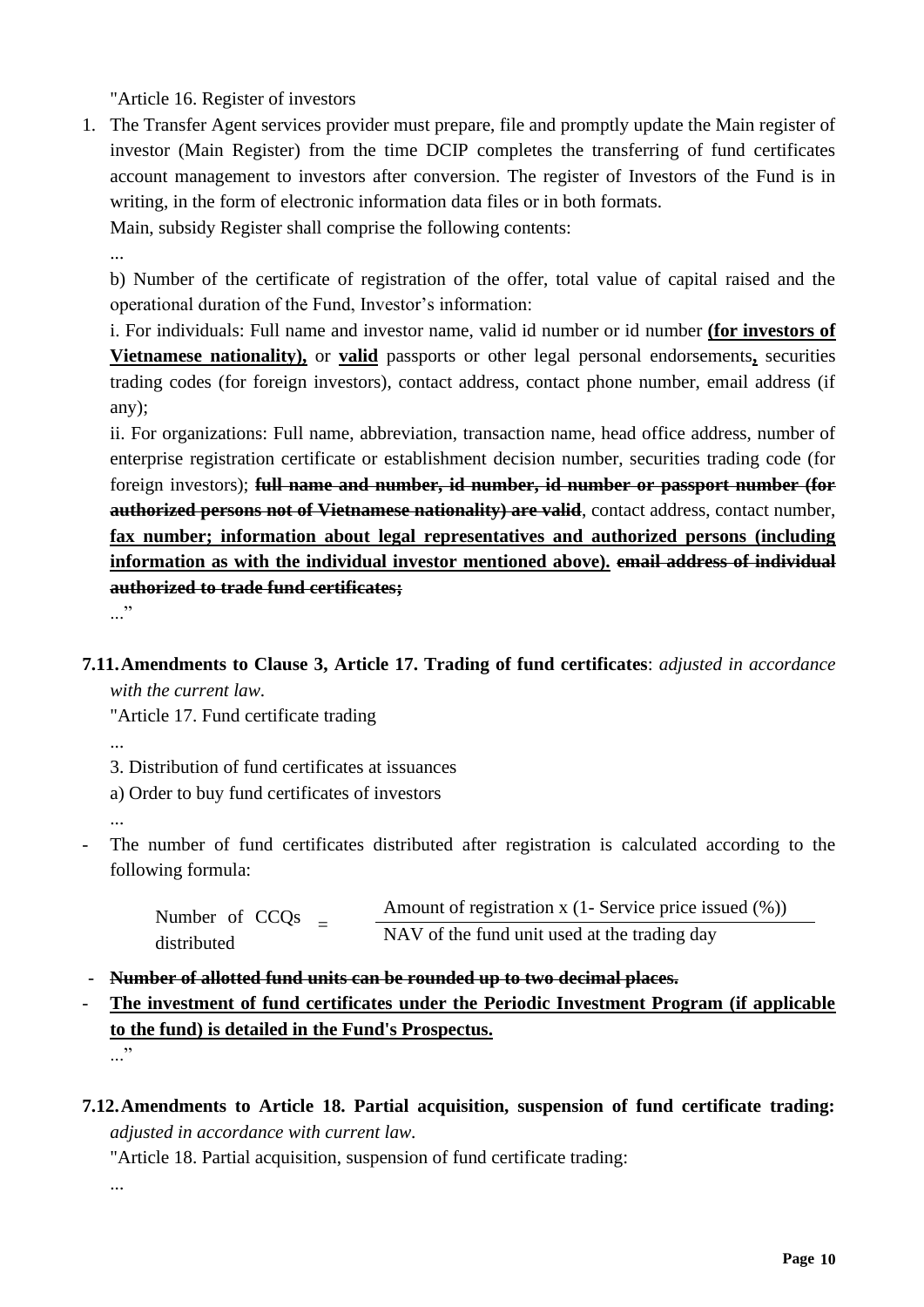"Article 16. Register of investors

1. The Transfer Agent services provider must prepare, file and promptly update the Main register of investor (Main Register) from the time DCIP completes the transferring of fund certificates account management to investors after conversion. The register of Investors of the Fund is in writing, in the form of electronic information data files or in both formats.

   Main, subsidy Register shall comprise the following contents:

   ...

   b) Number of the certificate of registration of the offer, total value of capital raised and the operational duration of the Fund, Investor's information:

   i. For individuals: Full name and investor name, valid id number or id number **<u>(for investors of Vietnamese nationality),</u>** or **<u>valid</u>** passports or other legal personal endorsements**<u>,</u>** securities trading codes (for foreign investors), contact address, contact phone number, email address (if any);

   ii. For organizations: Full name, abbreviation, transaction name, head office address, number of enterprise registration certificate or establishment decision number, securities trading code (for foreign investors); **~~full name and number, id number, id number or passport number (for authorized persons not of Vietnamese nationality) are valid~~**, contact address, contact number, **<u>fax number; information about legal representatives and authorized persons (including information as with the individual investor mentioned above).</u>** **~~email address of individual authorized to trade fund certificates;~~**

   ..."

**7.11. Amendments to Clause 3, Article 17. Trading of fund certificates**: *adjusted in accordance with the current law.*

"Article 17. Fund certificate trading

...

3. Distribution of fund certificates at issuances

a) Order to buy fund certificates of investors

...

- The number of fund certificates distributed after registration is calculated according to the following formula:

$$\text{Number of CCQs distributed} = \frac{\text{Amount of registration x (1- Service price issued (\%))}}{\text{NAV of the fund unit used at the trading day}}$$

- **~~Number of allotted fund units can be rounded up to two decimal places.~~**
- **<u>The investment of fund certificates under the Periodic Investment Program (if applicable to the fund) is detailed in the Fund's Prospectus.</u>**

..."

**7.12. Amendments to Article 18. Partial acquisition, suspension of fund certificate trading:** *adjusted in accordance with current law.*

"Article 18. Partial acquisition, suspension of fund certificate trading:

...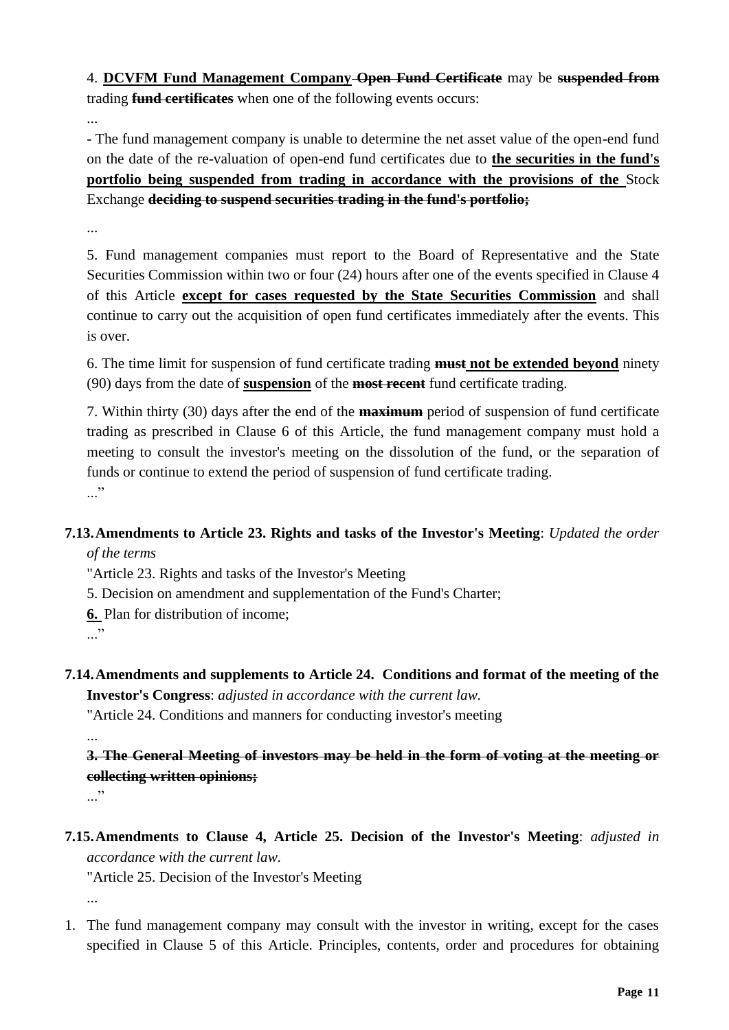4. **DCVFM Fund Management Company** ~~**Open Fund Certificate**~~ may be ~~**suspended from**~~ trading ~~**fund certificates**~~ when one of the following events occurs:

...

- The fund management company is unable to determine the net asset value of the open-end fund on the date of the re-valuation of open-end fund certificates due to **the securities in the fund's portfolio being suspended from trading in accordance with the provisions of the** Stock Exchange ~~**deciding to suspend securities trading in the fund's portfolio;**~~

...

5. Fund management companies must report to the Board of Representative and the State Securities Commission within two or four (24) hours after one of the events specified in Clause 4 of this Article **except for cases requested by the State Securities Commission** and shall continue to carry out the acquisition of open fund certificates immediately after the events. This is over.

6. The time limit for suspension of fund certificate trading ~~**must**~~ **not be extended beyond** ninety (90) days from the date of **suspension** of the ~~**most recent**~~ fund certificate trading.

7. Within thirty (30) days after the end of the ~~**maximum**~~ period of suspension of fund certificate trading as prescribed in Clause 6 of this Article, the fund management company must hold a meeting to consult the investor's meeting on the dissolution of the fund, or the separation of funds or continue to extend the period of suspension of fund certificate trading.

..."

**7.13. Amendments to Article 23. Rights and tasks of the Investor's Meeting**: *Updated the order of the terms*

"Article 23. Rights and tasks of the Investor's Meeting

5. Decision on amendment and supplementation of the Fund's Charter;

**6.** Plan for distribution of income;

..."

**7.14. Amendments and supplements to Article 24. Conditions and format of the meeting of the Investor's Congress**: *adjusted in accordance with the current law.*

"Article 24. Conditions and manners for conducting investor's meeting

...

~~**3. The General Meeting of investors may be held in the form of voting at the meeting or collecting written opinions;**~~

..."

**7.15. Amendments to Clause 4, Article 25. Decision of the Investor's Meeting**: *adjusted in accordance with the current law.*

"Article 25. Decision of the Investor's Meeting

...

1. The fund management company may consult with the investor in writing, except for the cases specified in Clause 5 of this Article. Principles, contents, order and procedures for obtaining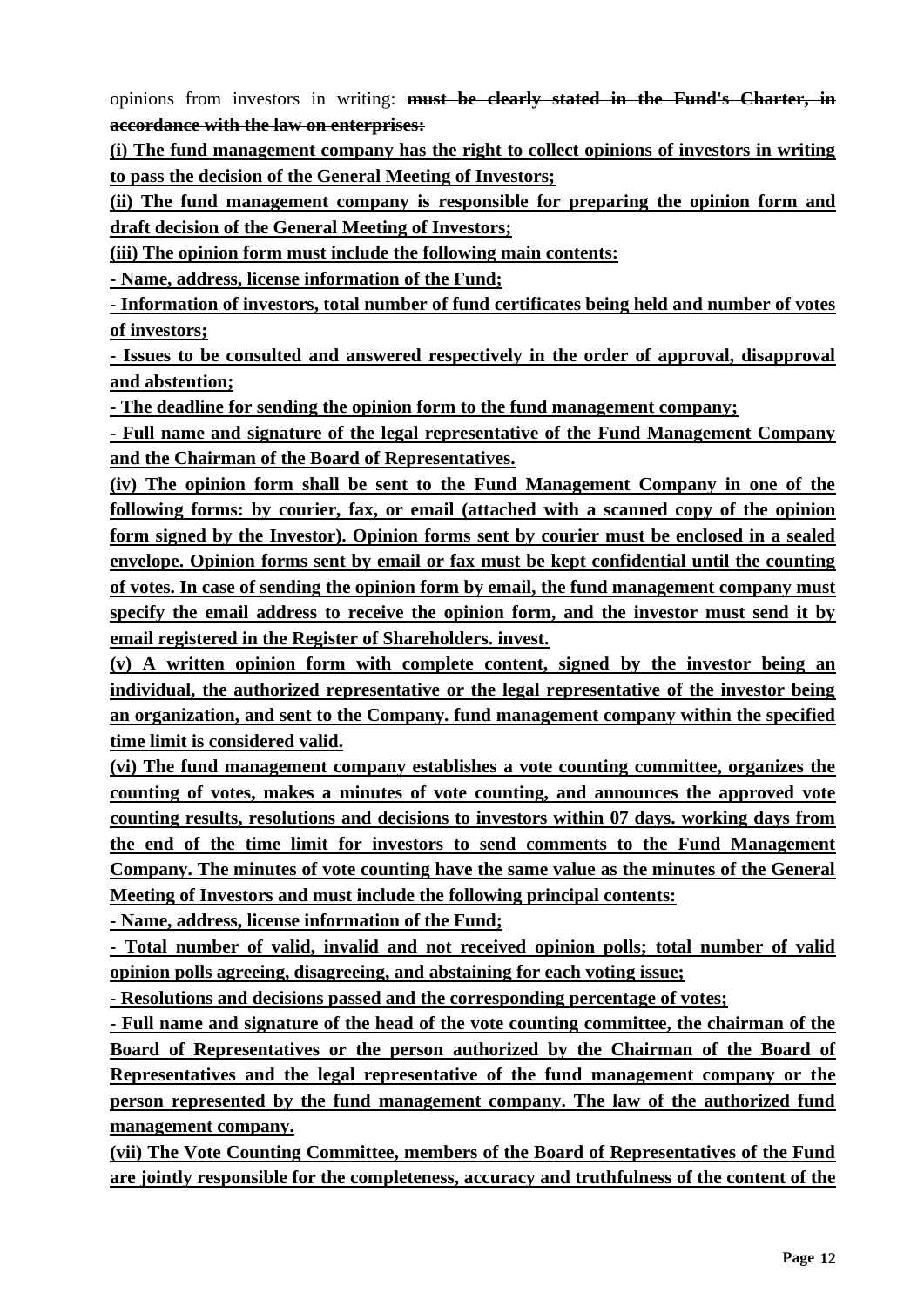opinions from investors in writing: ~~**must be clearly stated in the Fund's Charter, in accordance with the law on enterprises:**~~

<u>**(i) The fund management company has the right to collect opinions of investors in writing to pass the decision of the General Meeting of Investors;**</u>

<u>**(ii) The fund management company is responsible for preparing the opinion form and draft decision of the General Meeting of Investors;**</u>

<u>**(iii) The opinion form must include the following main contents:**</u>

<u>**- Name, address, license information of the Fund;**</u>

<u>**- Information of investors, total number of fund certificates being held and number of votes of investors;**</u>

<u>**- Issues to be consulted and answered respectively in the order of approval, disapproval and abstention;**</u>

<u>**- The deadline for sending the opinion form to the fund management company;**</u>

<u>**- Full name and signature of the legal representative of the Fund Management Company and the Chairman of the Board of Representatives.**</u>

<u>**(iv) The opinion form shall be sent to the Fund Management Company in one of the following forms: by courier, fax, or email (attached with a scanned copy of the opinion form signed by the Investor). Opinion forms sent by courier must be enclosed in a sealed envelope. Opinion forms sent by email or fax must be kept confidential until the counting of votes. In case of sending the opinion form by email, the fund management company must specify the email address to receive the opinion form, and the investor must send it by email registered in the Register of Shareholders. invest.**</u>

<u>**(v) A written opinion form with complete content, signed by the investor being an individual, the authorized representative or the legal representative of the investor being an organization, and sent to the Company. fund management company within the specified time limit is considered valid.**</u>

<u>**(vi) The fund management company establishes a vote counting committee, organizes the counting of votes, makes a minutes of vote counting, and announces the approved vote counting results, resolutions and decisions to investors within 07 days. working days from the end of the time limit for investors to send comments to the Fund Management Company. The minutes of vote counting have the same value as the minutes of the General Meeting of Investors and must include the following principal contents:**</u>

<u>**- Name, address, license information of the Fund;**</u>

<u>**- Total number of valid, invalid and not received opinion polls; total number of valid opinion polls agreeing, disagreeing, and abstaining for each voting issue;**</u>

<u>**- Resolutions and decisions passed and the corresponding percentage of votes;**</u>

<u>**- Full name and signature of the head of the vote counting committee, the chairman of the Board of Representatives or the person authorized by the Chairman of the Board of Representatives and the legal representative of the fund management company or the person represented by the fund management company. The law of the authorized fund management company.**</u>

<u>**(vii) The Vote Counting Committee, members of the Board of Representatives of the Fund are jointly responsible for the completeness, accuracy and truthfulness of the content of the**</u>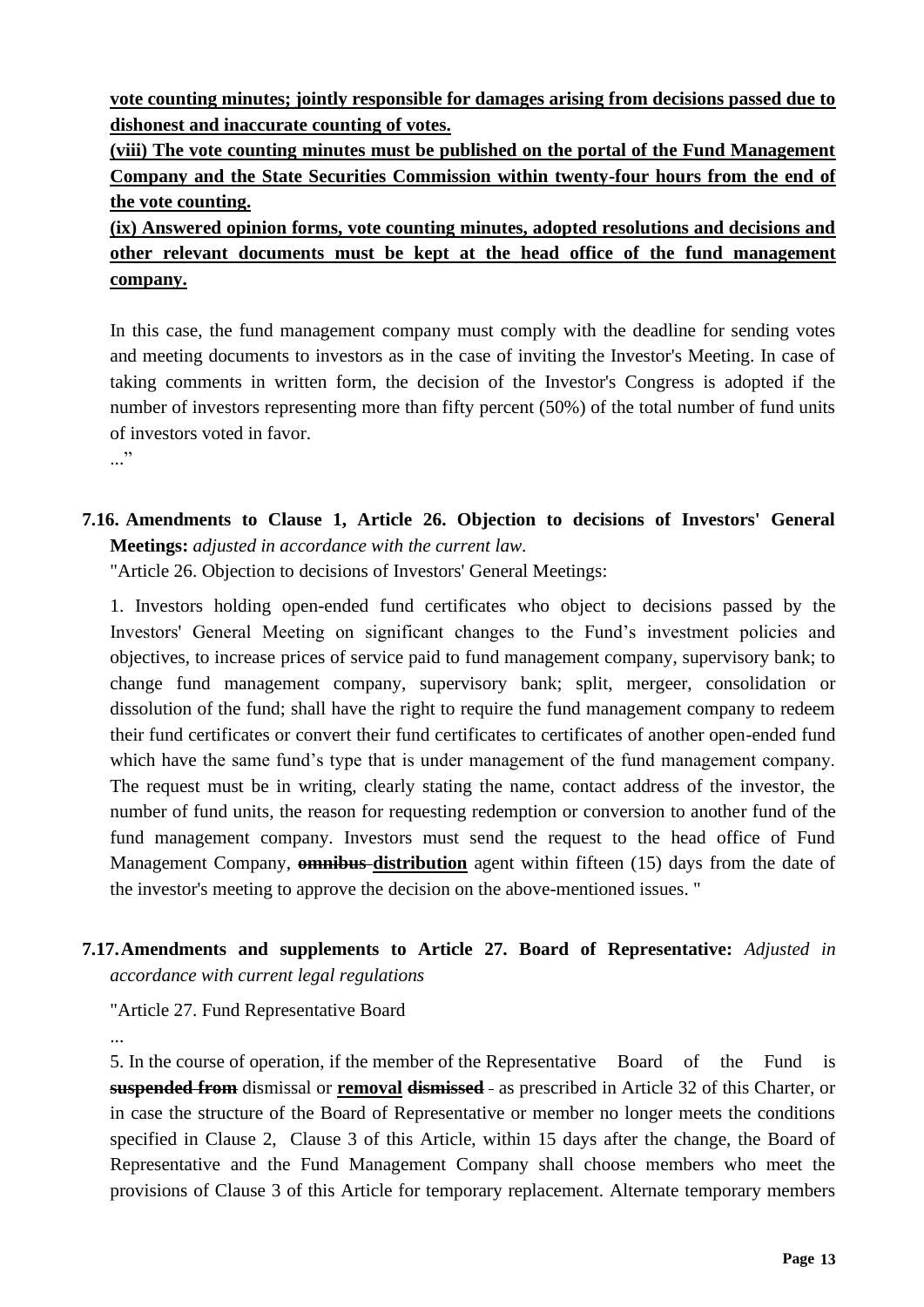**vote counting minutes; jointly responsible for damages arising from decisions passed due to dishonest and inaccurate counting of votes.**

**(viii) The vote counting minutes must be published on the portal of the Fund Management Company and the State Securities Commission within twenty-four hours from the end of the vote counting.**

**(ix) Answered opinion forms, vote counting minutes, adopted resolutions and decisions and other relevant documents must be kept at the head office of the fund management company.**

In this case, the fund management company must comply with the deadline for sending votes and meeting documents to investors as in the case of inviting the Investor's Meeting. In case of taking comments in written form, the decision of the Investor's Congress is adopted if the number of investors representing more than fifty percent (50%) of the total number of fund units of investors voted in favor.

..."

**7.16. Amendments to Clause 1, Article 26. Objection to decisions of Investors' General Meetings:** *adjusted in accordance with the current law.*

"Article 26. Objection to decisions of Investors' General Meetings:

1. Investors holding open-ended fund certificates who object to decisions passed by the Investors' General Meeting on significant changes to the Fund's investment policies and objectives, to increase prices of service paid to fund management company, supervisory bank; to change fund management company, supervisory bank; split, mergeer, consolidation or dissolution of the fund; shall have the right to require the fund management company to redeem their fund certificates or convert their fund certificates to certificates of another open-ended fund which have the same fund's type that is under management of the fund management company. The request must be in writing, clearly stating the name, contact address of the investor, the number of fund units, the reason for requesting redemption or conversion to another fund of the fund management company. Investors must send the request to the head office of Fund Management Company, ~~**omnibus**~~ **distribution** agent within fifteen (15) days from the date of the investor's meeting to approve the decision on the above-mentioned issues. "

**7.17. Amendments and supplements to Article 27. Board of Representative:** *Adjusted in accordance with current legal regulations*

"Article 27. Fund Representative Board

...

5. In the course of operation, if the member of the Representative Board of the Fund is ~~**suspended from**~~ dismissal or **removal** ~~**dismissed**~~ - as prescribed in Article 32 of this Charter, or in case the structure of the Board of Representative or member no longer meets the conditions specified in Clause 2, Clause 3 of this Article, within 15 days after the change, the Board of Representative and the Fund Management Company shall choose members who meet the provisions of Clause 3 of this Article for temporary replacement. Alternate temporary members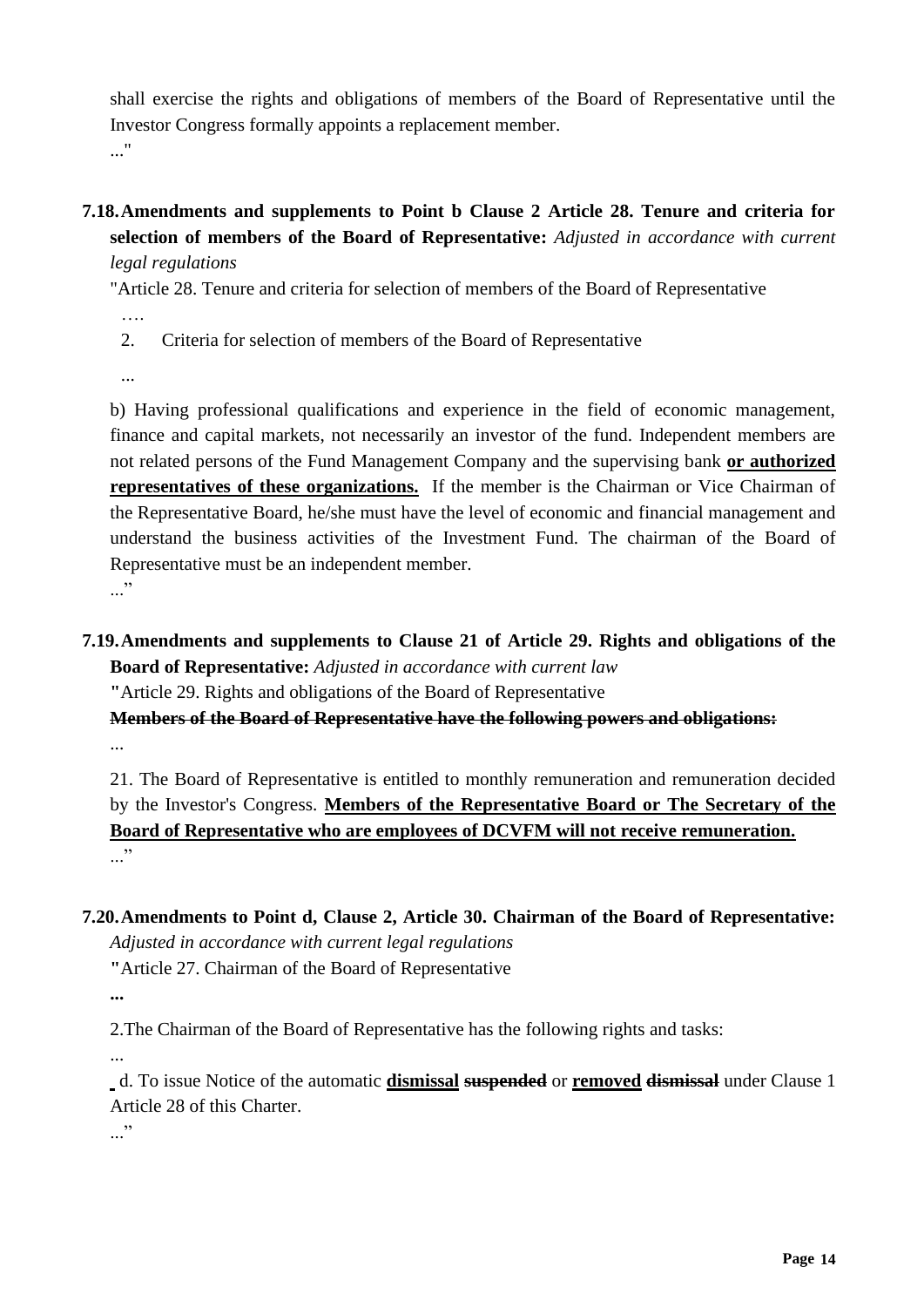shall exercise the rights and obligations of members of the Board of Representative until the Investor Congress formally appoints a replacement member.

..."

**7.18. Amendments and supplements to Point b Clause 2 Article 28. Tenure and criteria for selection of members of the Board of Representative:** *Adjusted in accordance with current legal regulations*

"Article 28. Tenure and criteria for selection of members of the Board of Representative

….

2. Criteria for selection of members of the Board of Representative

...

b) Having professional qualifications and experience in the field of economic management, finance and capital markets, not necessarily an investor of the fund. Independent members are not related persons of the Fund Management Company and the supervising bank **<u>or authorized representatives of these organizations.</u>** If the member is the Chairman or Vice Chairman of the Representative Board, he/she must have the level of economic and financial management and understand the business activities of the Investment Fund. The chairman of the Board of Representative must be an independent member.

..."

**7.19. Amendments and supplements to Clause 21 of Article 29. Rights and obligations of the Board of Representative:** *Adjusted in accordance with current law*

"Article 29. Rights and obligations of the Board of Representative

~~**Members of the Board of Representative have the following powers and obligations:**~~

...

21. The Board of Representative is entitled to monthly remuneration and remuneration decided by the Investor's Congress. **<u>Members of the Representative Board or The Secretary of the Board of Representative who are employees of DCVFM will not receive remuneration.</u>**

..."

**7.20. Amendments to Point d, Clause 2, Article 30. Chairman of the Board of Representative:** *Adjusted in accordance with current legal regulations*

"Article 27. Chairman of the Board of Representative

**...**

2.The Chairman of the Board of Representative has the following rights and tasks:

...

d. To issue Notice of the automatic **<u>dismissal</u>** ~~**suspended**~~ or **<u>removed</u>** ~~**dismissal**~~ under Clause 1 Article 28 of this Charter.

..."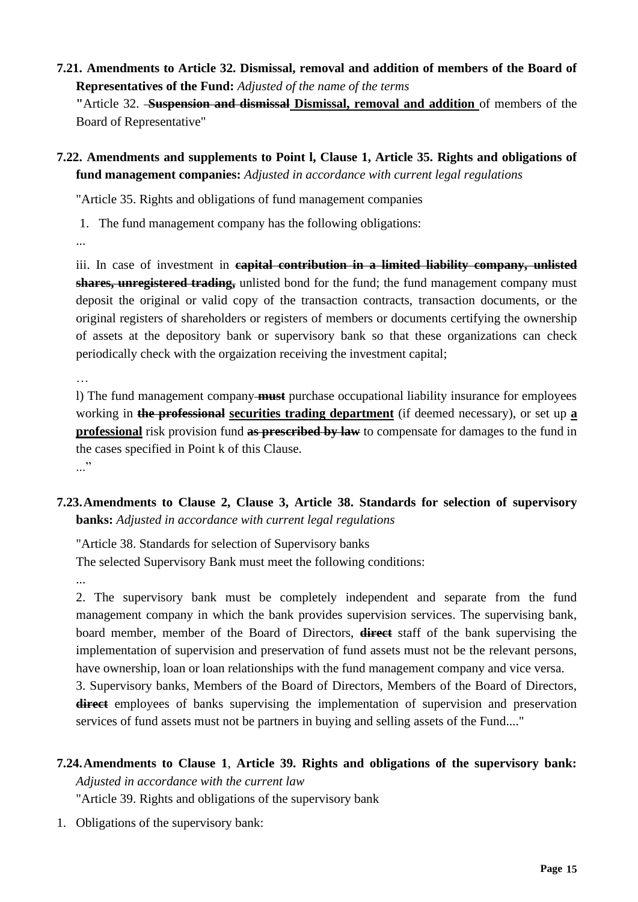**7.21. Amendments to Article 32. Dismissal, removal and addition of members of the Board of Representatives of the Fund:** *Adjusted of the name of the terms*

"Article 32. ~~**Suspension and dismissal**~~ <u>**Dismissal, removal and addition**</u> of members of the Board of Representative"

**7.22. Amendments and supplements to Point l, Clause 1, Article 35. Rights and obligations of fund management companies:** *Adjusted in accordance with current legal regulations*

"Article 35. Rights and obligations of fund management companies

1. The fund management company has the following obligations:

...

iii. In case of investment in ~~**capital contribution in a limited liability company, unlisted shares, unregistered trading,**~~ unlisted bond for the fund; the fund management company must deposit the original or valid copy of the transaction contracts, transaction documents, or the original registers of shareholders or registers of members or documents certifying the ownership of assets at the depository bank or supervisory bank so that these organizations can check periodically check with the orgaization receiving the investment capital;

…

l) The fund management company ~~**must**~~ purchase occupational liability insurance for employees working in ~~**the professional**~~ <u>**securities trading department**</u> (if deemed necessary), or set up <u>**a professional**</u> risk provision fund ~~**as prescribed by law**~~ to compensate for damages to the fund in the cases specified in Point k of this Clause.

..."

**7.23. Amendments to Clause 2, Clause 3, Article 38. Standards for selection of supervisory banks:** *Adjusted in accordance with current legal regulations*

"Article 38. Standards for selection of Supervisory banks

The selected Supervisory Bank must meet the following conditions:

...

2. The supervisory bank must be completely independent and separate from the fund management company in which the bank provides supervision services. The supervising bank, board member, member of the Board of Directors, ~~**direct**~~ staff of the bank supervising the implementation of supervision and preservation of fund assets must not be the relevant persons, have ownership, loan or loan relationships with the fund management company and vice versa.

3. Supervisory banks, Members of the Board of Directors, Members of the Board of Directors, ~~**direct**~~ employees of banks supervising the implementation of supervision and preservation services of fund assets must not be partners in buying and selling assets of the Fund...."

**7.24. Amendments to Clause 1**, **Article 39. Rights and obligations of the supervisory bank:** *Adjusted in accordance with the current law*

"Article 39. Rights and obligations of the supervisory bank

1. Obligations of the supervisory bank: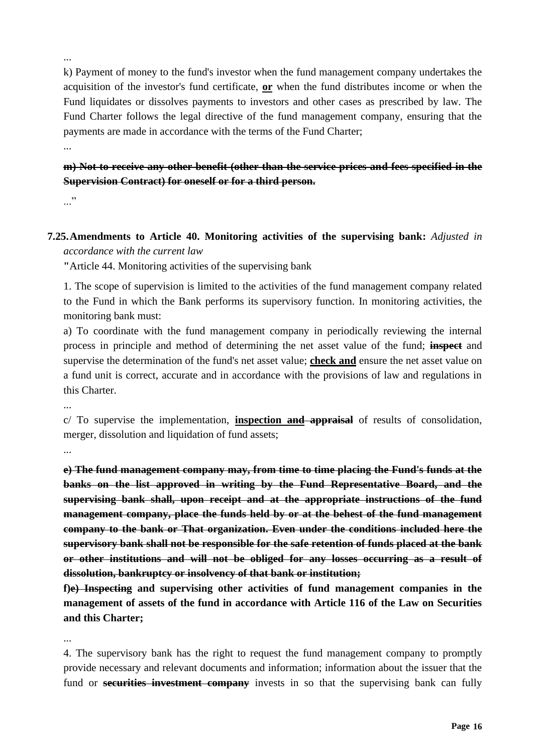...

k) Payment of money to the fund's investor when the fund management company undertakes the acquisition of the investor's fund certificate, **<u>or</u>** when the fund distributes income or when the Fund liquidates or dissolves payments to investors and other cases as prescribed by law. The Fund Charter follows the legal directive of the fund management company, ensuring that the payments are made in accordance with the terms of the Fund Charter;

...

**~~m) Not to receive any other benefit (other than the service prices and fees specified in the Supervision Contract) for oneself or for a third person.~~**

..."

**7.25. Amendments to Article 40. Monitoring activities of the supervising bank:** *Adjusted in accordance with the current law*

**"**Article 44. Monitoring activities of the supervising bank

1. The scope of supervision is limited to the activities of the fund management company related to the Fund in which the Bank performs its supervisory function. In monitoring activities, the monitoring bank must:

a) To coordinate with the fund management company in periodically reviewing the internal process in principle and method of determining the net asset value of the fund; **~~inspect~~** and supervise the determination of the fund's net asset value; **<u>check and</u>** ensure the net asset value on a fund unit is correct, accurate and in accordance with the provisions of law and regulations in this Charter.

...

c/ To supervise the implementation, **<u>inspection</u> ~~and appraisal~~** of results of consolidation, merger, dissolution and liquidation of fund assets;

...

**~~e) The fund management company may, from time to time placing the Fund's funds at the banks on the list approved in writing by the Fund Representative Board, and the supervising bank shall, upon receipt and at the appropriate instructions of the fund management company, place the funds held by or at the behest of the fund management company to the bank or That organization. Even under the conditions included here the supervisory bank shall not be responsible for the safe retention of funds placed at the bank or other institutions and will not be obliged for any losses occurring as a result of dissolution, bankruptcy or insolvency of that bank or institution;~~**

**f)~~e) Inspecting~~ and supervising other activities of fund management companies in the management of assets of the fund in accordance with Article 116 of the Law on Securities and this Charter;**

...

4. The supervisory bank has the right to request the fund management company to promptly provide necessary and relevant documents and information; information about the issuer that the fund or **~~securities investment company~~** invests in so that the supervising bank can fully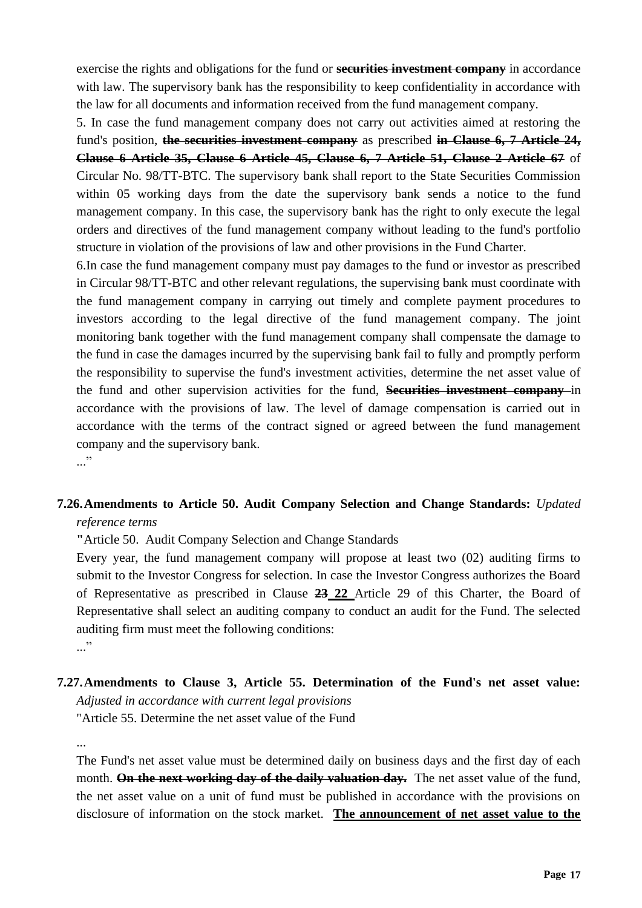exercise the rights and obligations for the fund or ~~**securities investment company**~~ in accordance with law. The supervisory bank has the responsibility to keep confidentiality in accordance with the law for all documents and information received from the fund management company.

5. In case the fund management company does not carry out activities aimed at restoring the fund's position, ~~**the securities investment company**~~ as prescribed ~~**in Clause 6, 7 Article 24, Clause 6 Article 35, Clause 6 Article 45, Clause 6, 7 Article 51, Clause 2 Article 67**~~ of Circular No. 98/TT-BTC. The supervisory bank shall report to the State Securities Commission within 05 working days from the date the supervisory bank sends a notice to the fund management company. In this case, the supervisory bank has the right to only execute the legal orders and directives of the fund management company without leading to the fund's portfolio structure in violation of the provisions of law and other provisions in the Fund Charter.

6.In case the fund management company must pay damages to the fund or investor as prescribed in Circular 98/TT-BTC and other relevant regulations, the supervising bank must coordinate with the fund management company in carrying out timely and complete payment procedures to investors according to the legal directive of the fund management company. The joint monitoring bank together with the fund management company shall compensate the damage to the fund in case the damages incurred by the supervising bank fail to fully and promptly perform the responsibility to supervise the fund's investment activities, determine the net asset value of the fund and other supervision activities for the fund, ~~**Securities investment company**~~ in accordance with the provisions of law. The level of damage compensation is carried out in accordance with the terms of the contract signed or agreed between the fund management company and the supervisory bank.

..."

**7.26. Amendments to Article 50. Audit Company Selection and Change Standards:** *Updated reference terms*

**"**Article 50. Audit Company Selection and Change Standards

Every year, the fund management company will propose at least two (02) auditing firms to submit to the Investor Congress for selection. In case the Investor Congress authorizes the Board of Representative as prescribed in Clause ~~**23**~~ **22** Article 29 of this Charter, the Board of Representative shall select an auditing company to conduct an audit for the Fund. The selected auditing firm must meet the following conditions:

..."

**7.27. Amendments to Clause 3, Article 55. Determination of the Fund's net asset value:** *Adjusted in accordance with current legal provisions*

"Article 55. Determine the net asset value of the Fund

...

The Fund's net asset value must be determined daily on business days and the first day of each month. ~~**On the next working day of the daily valuation day.**~~ The net asset value of the fund, the net asset value on a unit of fund must be published in accordance with the provisions on disclosure of information on the stock market. **<u>The announcement of net asset value to the</u>**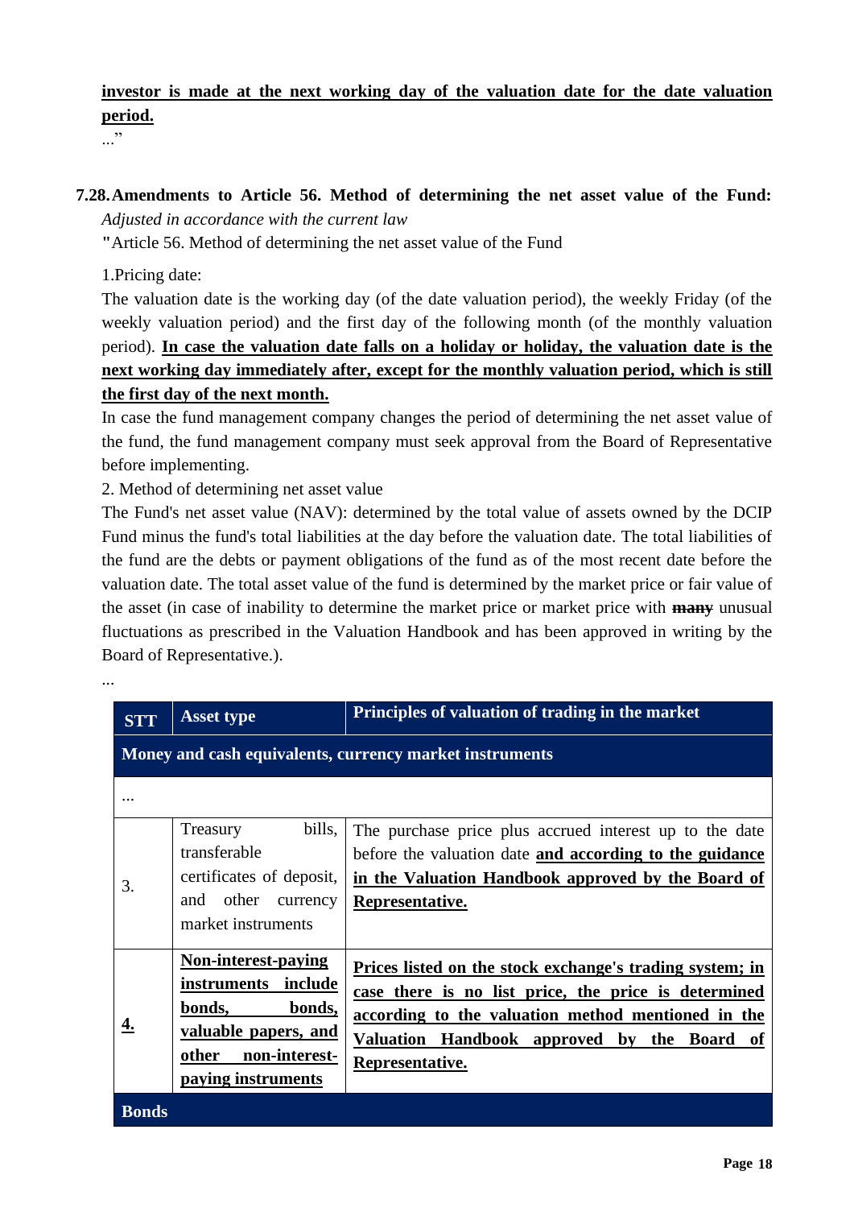**<u>investor is made at the next working day of the valuation date for the date valuation period.</u>**

..."

**7.28. Amendments to Article 56. Method of determining the net asset value of the Fund:** *Adjusted in accordance with the current law*

"Article 56. Method of determining the net asset value of the Fund

1.Pricing date:

The valuation date is the working day (of the date valuation period), the weekly Friday (of the weekly valuation period) and the first day of the following month (of the monthly valuation period). **<u>In case the valuation date falls on a holiday or holiday, the valuation date is the next working day immediately after, except for the monthly valuation period, which is still the first day of the next month.</u>**

In case the fund management company changes the period of determining the net asset value of the fund, the fund management company must seek approval from the Board of Representative before implementing.

2. Method of determining net asset value

The Fund's net asset value (NAV): determined by the total value of assets owned by the DCIP Fund minus the fund's total liabilities at the day before the valuation date. The total liabilities of the fund are the debts or payment obligations of the fund as of the most recent date before the valuation date. The total asset value of the fund is determined by the market price or fair value of the asset (in case of inability to determine the market price or market price with ~~**many**~~ unusual fluctuations as prescribed in the Valuation Handbook and has been approved in writing by the Board of Representative.).

...

| STT | Asset type | Principles of valuation of trading in the market |
|---|---|---|
| **Money and cash equivalents, currency market instruments** | | |
| ... | | |
| 3. | Treasury bills, transferable certificates of deposit, and other currency market instruments | The purchase price plus accrued interest up to the date before the valuation date **<u>and according to the guidance in the Valuation Handbook approved by the Board of Representative.</u>** |
| **<u>4.</u>** | **<u>Non-interest-paying instruments include bonds, bonds, valuable papers, and other non-interest-paying instruments</u>** | **<u>Prices listed on the stock exchange's trading system; in case there is no list price, the price is determined according to the valuation method mentioned in the Valuation Handbook approved by the Board of Representative.</u>** |
| **Bonds** | | |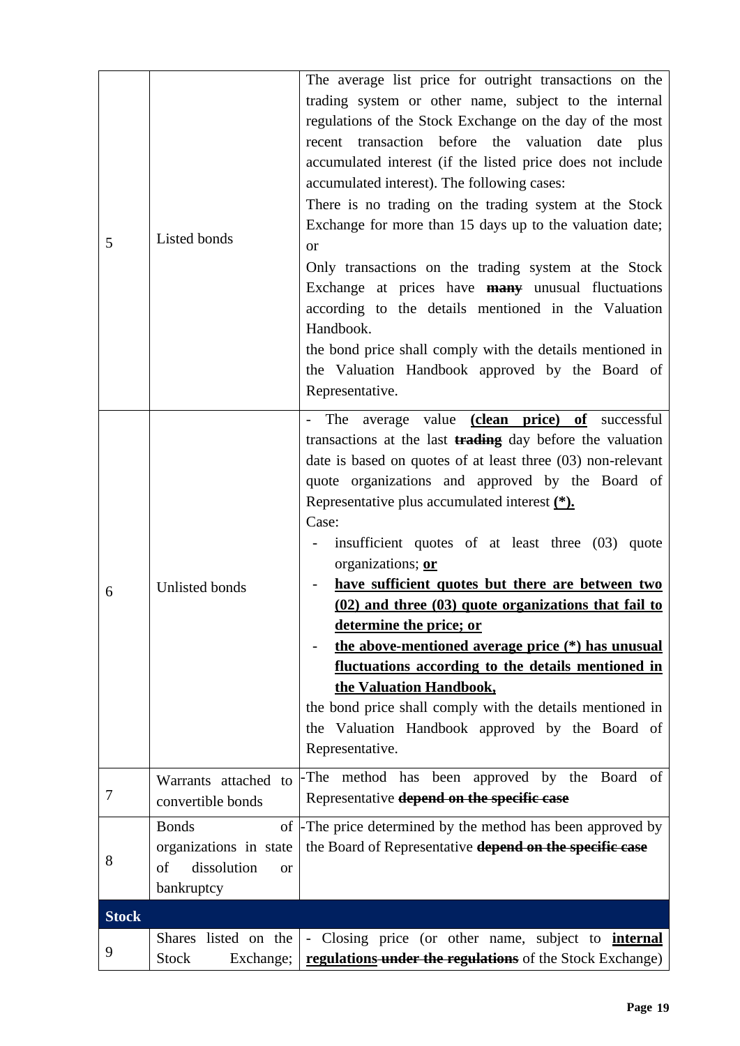| 5 | Listed bonds | The average list price for outright transactions on the trading system or other name, subject to the internal regulations of the Stock Exchange on the day of the most recent transaction before the valuation date plus accumulated interest (if the listed price does not include accumulated interest). The following cases:<br>There is no trading on the trading system at the Stock Exchange for more than 15 days up to the valuation date; or<br>Only transactions on the trading system at the Stock Exchange at prices have ~~**many**~~ unusual fluctuations according to the details mentioned in the Valuation Handbook.<br>the bond price shall comply with the details mentioned in the Valuation Handbook approved by the Board of Representative. |
|---|---|---|
| 6 | Unlisted bonds | - The average value **(clean price) of** successful transactions at the last ~~**trading**~~ day before the valuation date is based on quotes of at least three (03) non-relevant quote organizations and approved by the Board of Representative plus accumulated interest **(\*).**<br>Case:<br>- insufficient quotes of at least three (03) quote organizations; **or**<br>- **have sufficient quotes but there are between two (02) and three (03) quote organizations that fail to determine the price; or**<br>- **the above-mentioned average price (\*) has unusual fluctuations according to the details mentioned in the Valuation Handbook,**<br>the bond price shall comply with the details mentioned in the Valuation Handbook approved by the Board of Representative. |
| 7 | Warrants attached to convertible bonds | -The method has been approved by the Board of Representative ~~**depend on the specific case**~~ |
| 8 | Bonds of organizations in state of dissolution or bankruptcy | -The price determined by the method has been approved by the Board of Representative ~~**depend on the specific case**~~ |
| **Stock** | | |
| 9 | Shares listed on the Stock Exchange; | - Closing price (or other name, subject to **internal regulations** ~~**under the regulations**~~ of the Stock Exchange) |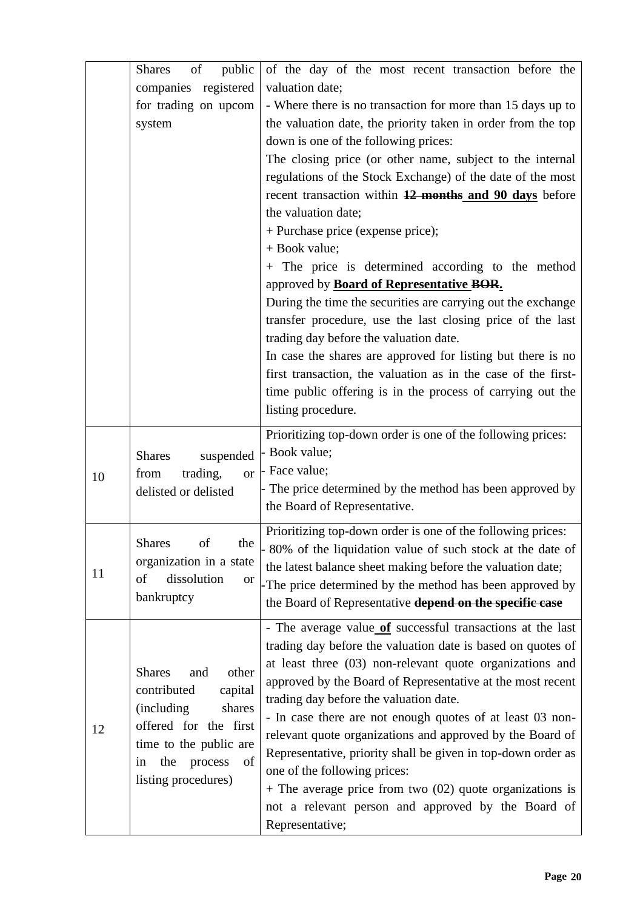| | | |
|---|---|---|
| | Shares of public companies registered for trading on upcom system | of the day of the most recent transaction before the valuation date;<br>- Where there is no transaction for more than 15 days up to the valuation date, the priority taken in order from the top down is one of the following prices:<br>The closing price (or other name, subject to the internal regulations of the Stock Exchange) of the date of the most recent transaction within ~~12 months~~ **and 90 days** before the valuation date;<br>+ Purchase price (expense price);<br>+ Book value;<br>+ The price is determined according to the method approved by **Board of Representative** ~~BOR~~**.**<br>During the time the securities are carrying out the exchange transfer procedure, use the last closing price of the last trading day before the valuation date.<br>In case the shares are approved for listing but there is no first transaction, the valuation as in the case of the first-time public offering is in the process of carrying out the listing procedure. |
| 10 | Shares suspended from trading, or delisted or delisted | Prioritizing top-down order is one of the following prices:<br>- Book value;<br>- Face value;<br>- The price determined by the method has been approved by the Board of Representative. |
| 11 | Shares of the organization in a state of dissolution or bankruptcy | Prioritizing top-down order is one of the following prices:<br>- 80% of the liquidation value of such stock at the date of the latest balance sheet making before the valuation date;<br>-The price determined by the method has been approved by the Board of Representative ~~depend on the specific case~~ |
| 12 | Shares and other contributed capital (including shares offered for the first time to the public are in the process of listing procedures) | - The average value **of** successful transactions at the last trading day before the valuation date is based on quotes of at least three (03) non-relevant quote organizations and approved by the Board of Representative at the most recent trading day before the valuation date.<br>- In case there are not enough quotes of at least 03 non-relevant quote organizations and approved by the Board of Representative, priority shall be given in top-down order as one of the following prices:<br>+ The average price from two (02) quote organizations is not a relevant person and approved by the Board of Representative; |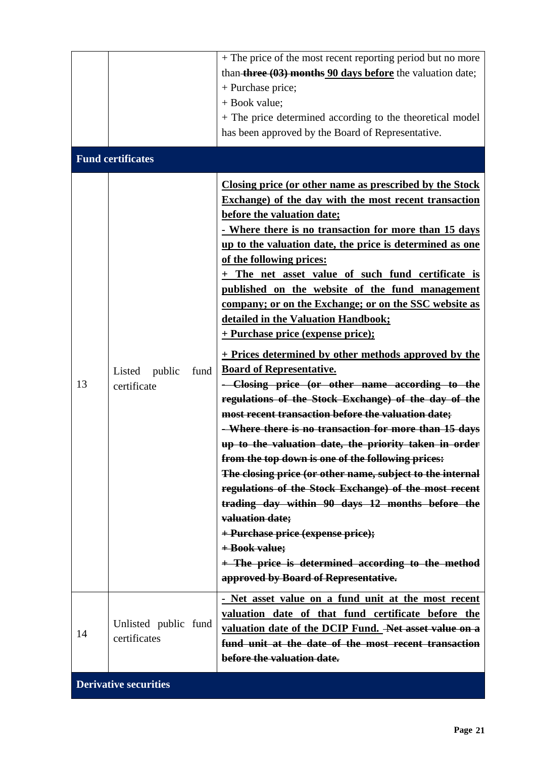| | | |
|---|---|---|
| | | + The price of the most recent reporting period but no more than ~~**three (03) months**~~ **90 days before** the valuation date;<br>+ Purchase price;<br>+ Book value;<br>+ The price determined according to the theoretical model has been approved by the Board of Representative. |
| **Fund certificates** | | |
| 13 | Listed public fund certificate | **Closing price (or other name as prescribed by the Stock Exchange) of the day with the most recent transaction before the valuation date;**<br>**- Where there is no transaction for more than 15 days up to the valuation date, the price is determined as one of the following prices:**<br>**+ The net asset value of such fund certificate is published on the website of the fund management company; or on the Exchange; or on the SSC website as detailed in the Valuation Handbook;**<br>**+ Purchase price (expense price);**<br>**+ Prices determined by other methods approved by the Board of Representative.**<br>~~**- Closing price (or other name according to the regulations of the Stock Exchange) of the day of the most recent transaction before the valuation date;**~~<br>~~**- Where there is no transaction for more than 15 days up to the valuation date, the priority taken in order from the top down is one of the following prices:**~~<br>~~**The closing price (or other name, subject to the internal regulations of the Stock Exchange) of the most recent trading day within 90 days 12 months before the valuation date;**~~<br>~~**+ Purchase price (expense price);**~~<br>~~**+ Book value;**~~<br>~~**+ The price is determined according to the method approved by Board of Representative.**~~ |
| 14 | Unlisted public fund certificates | **- Net asset value on a fund unit at the most recent valuation date of that fund certificate before the valuation date of the DCIP Fund.** ~~**Net asset value on a fund unit at the date of the most recent transaction before the valuation date.**~~ |
| **Derivative securities** | | |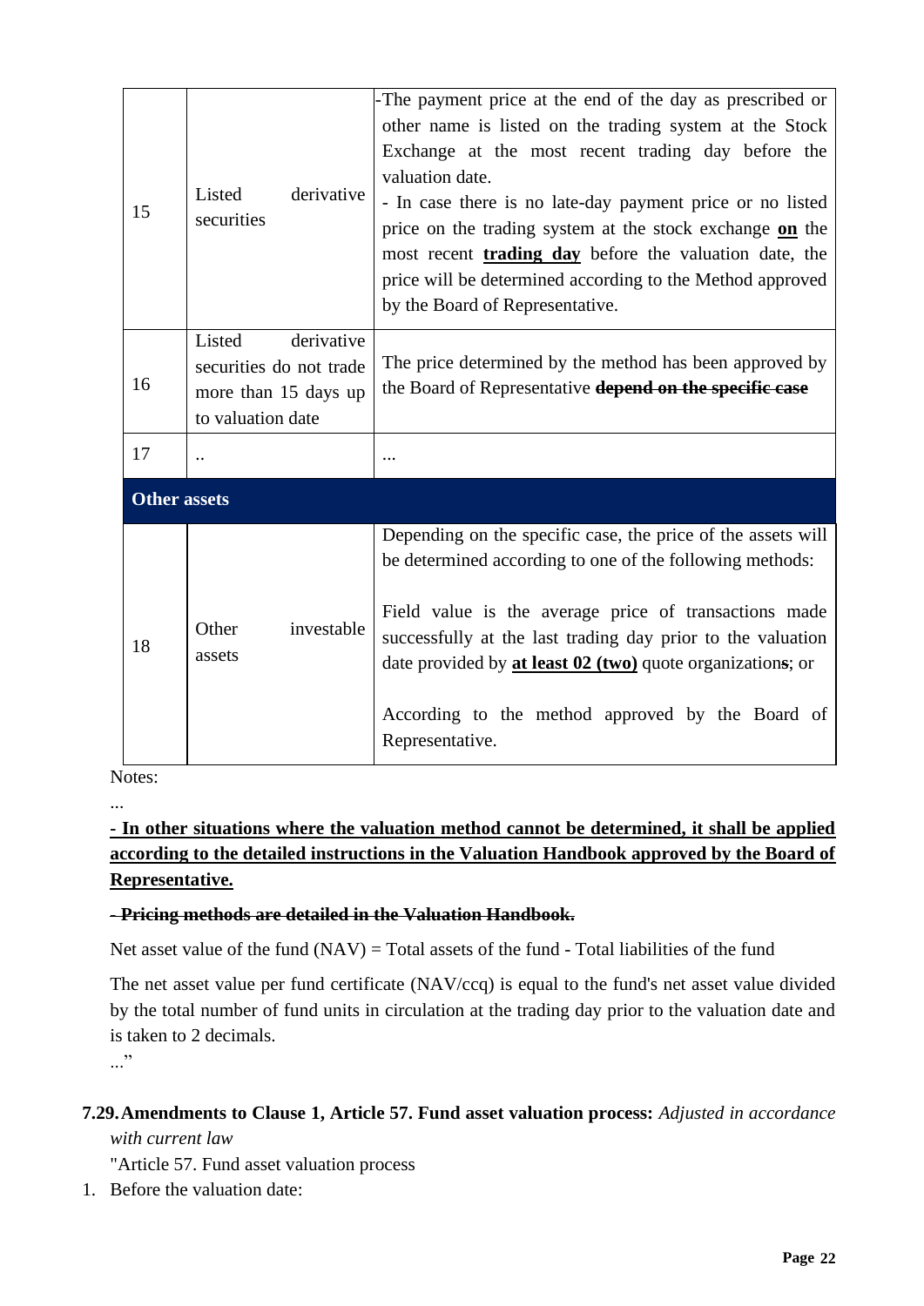| 15 | Listed derivative securities | -The payment price at the end of the day as prescribed or other name is listed on the trading system at the Stock Exchange at the most recent trading day before the valuation date.<br>- In case there is no late-day payment price or no listed price on the trading system at the stock exchange **on** the most recent **trading day** before the valuation date, the price will be determined according to the Method approved by the Board of Representative. |
|---|---|---|
| 16 | Listed derivative securities do not trade more than 15 days up to valuation date | The price determined by the method has been approved by the Board of Representative ~~**depend on the specific case**~~ |
| 17 | .. | ... |
| **Other assets** | | |
| 18 | Other investable assets | Depending on the specific case, the price of the assets will be determined according to one of the following methods:<br><br>Field value is the average price of transactions made successfully at the last trading day prior to the valuation date provided by **at least 02 (two)** quote organization~~s~~; or<br><br>According to the method approved by the Board of Representative. |

Notes:

...

**- In other situations where the valuation method cannot be determined, it shall be applied according to the detailed instructions in the Valuation Handbook approved by the Board of Representative.**

~~**- Pricing methods are detailed in the Valuation Handbook.**~~

Net asset value of the fund (NAV) = Total assets of the fund - Total liabilities of the fund

The net asset value per fund certificate (NAV/ccq) is equal to the fund's net asset value divided by the total number of fund units in circulation at the trading day prior to the valuation date and is taken to 2 decimals.

..."

**7.29. Amendments to Clause 1, Article 57. Fund asset valuation process:** *Adjusted in accordance with current law*

"Article 57. Fund asset valuation process

1. Before the valuation date: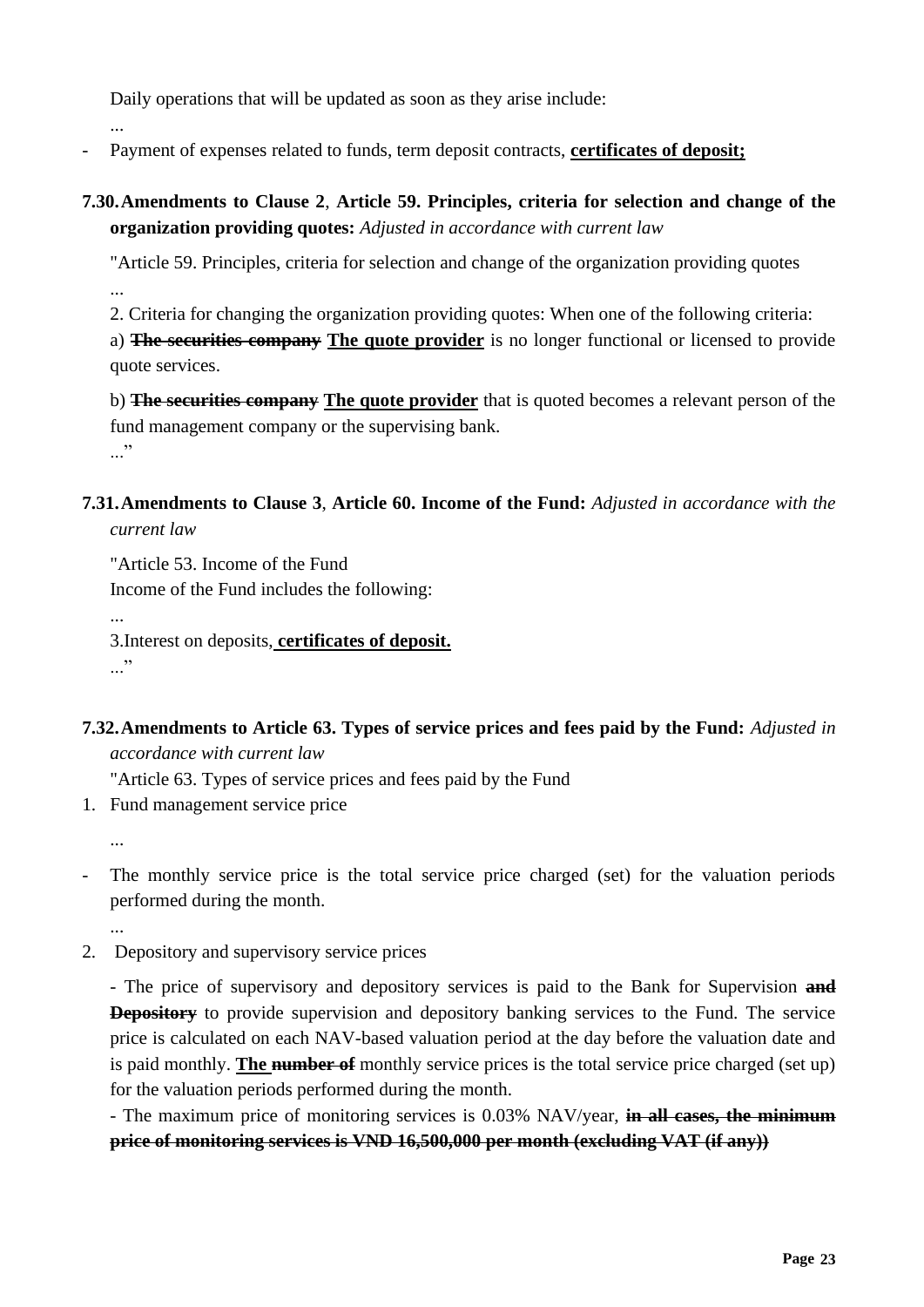Daily operations that will be updated as soon as they arise include:

...

- Payment of expenses related to funds, term deposit contracts, **<u>certificates of deposit;</u>**

**7.30. Amendments to Clause 2**, **Article 59. Principles, criteria for selection and change of the organization providing quotes:** *Adjusted in accordance with current law*

"Article 59. Principles, criteria for selection and change of the organization providing quotes

...

2. Criteria for changing the organization providing quotes: When one of the following criteria:

a) ~~**The securities company**~~ **<u>The quote provider</u>** is no longer functional or licensed to provide quote services.

b) ~~**The securities company**~~ **<u>The quote provider</u>** that is quoted becomes a relevant person of the fund management company or the supervising bank.

..."

**7.31. Amendments to Clause 3**, **Article 60. Income of the Fund:** *Adjusted in accordance with the current law*

"Article 53. Income of the Fund

Income of the Fund includes the following:

...

3.Interest on deposits, **<u>certificates of deposit.</u>**

..."

**7.32. Amendments to Article 63. Types of service prices and fees paid by the Fund:** *Adjusted in accordance with current law*

"Article 63. Types of service prices and fees paid by the Fund

1. Fund management service price

...

- The monthly service price is the total service price charged (set) for the valuation periods performed during the month.

...

2. Depository and supervisory service prices

- The price of supervisory and depository services is paid to the Bank for Supervision ~~**and Depository**~~ to provide supervision and depository banking services to the Fund. The service price is calculated on each NAV-based valuation period at the day before the valuation date and is paid monthly. **<u>The</u>** ~~**number of**~~ monthly service prices is the total service price charged (set up) for the valuation periods performed during the month.

- The maximum price of monitoring services is 0.03% NAV/year, ~~**in all cases, the minimum price of monitoring services is VND 16,500,000 per month (excluding VAT (if any))**~~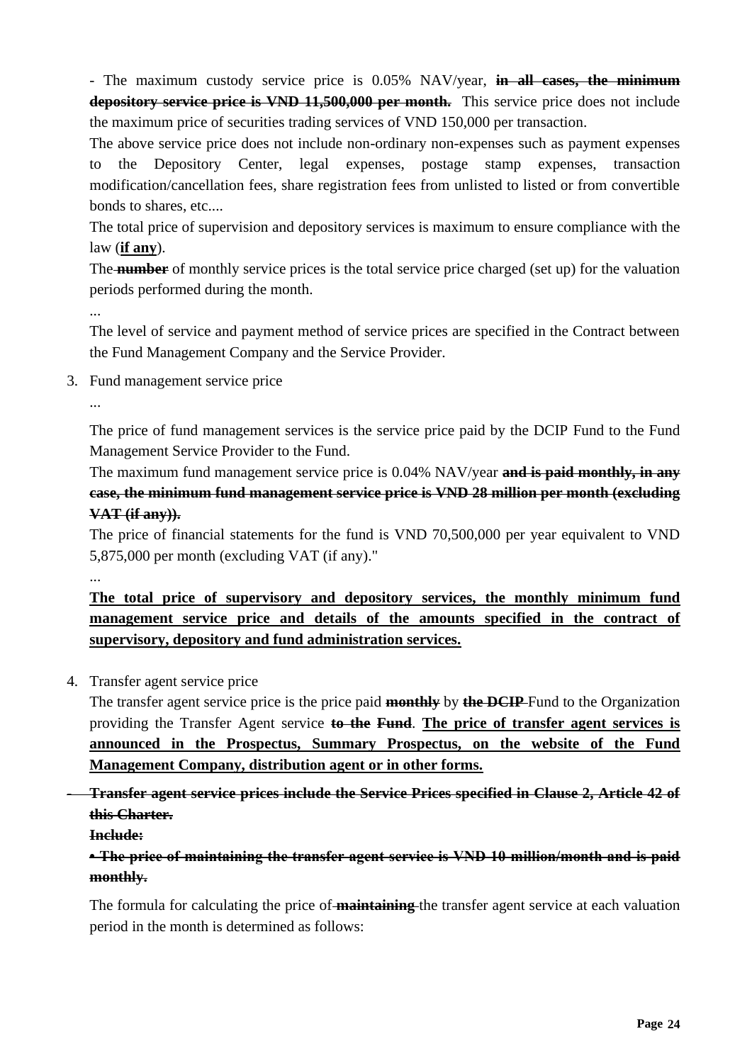- The maximum custody service price is 0.05% NAV/year, ~~**in all cases, the minimum depository service price is VND 11,500,000 per month.**~~ This service price does not include the maximum price of securities trading services of VND 150,000 per transaction.

The above service price does not include non-ordinary non-expenses such as payment expenses to the Depository Center, legal expenses, postage stamp expenses, transaction modification/cancellation fees, share registration fees from unlisted to listed or from convertible bonds to shares, etc....

The total price of supervision and depository services is maximum to ensure compliance with the law (<u>**if any**</u>).

The ~~**number**~~ of monthly service prices is the total service price charged (set up) for the valuation periods performed during the month.

...

The level of service and payment method of service prices are specified in the Contract between the Fund Management Company and the Service Provider.

3. Fund management service price

...

The price of fund management services is the service price paid by the DCIP Fund to the Fund Management Service Provider to the Fund.

The maximum fund management service price is 0.04% NAV/year ~~**and is paid monthly, in any case, the minimum fund management service price is VND 28 million per month (excluding VAT (if any)).**~~

The price of financial statements for the fund is VND 70,500,000 per year equivalent to VND 5,875,000 per month (excluding VAT (if any)."

...

<u>**The total price of supervisory and depository services, the monthly minimum fund management service price and details of the amounts specified in the contract of supervisory, depository and fund administration services.**</u>

4. Transfer agent service price

The transfer agent service price is the price paid ~~**monthly**~~ by ~~**the DCIP**~~ Fund to the Organization providing the Transfer Agent service ~~**to the**~~ ~~**Fund**~~. <u>**The price of transfer agent services is announced in the Prospectus, Summary Prospectus, on the website of the Fund Management Company, distribution agent or in other forms.**</u>

~~- **Transfer agent service prices include the Service Prices specified in Clause 2, Article 42 of this Charter.**~~

~~**Include:**~~

~~**• The price of maintaining the transfer agent service is VND 10 million/month and is paid monthly.**~~

The formula for calculating the price of ~~**maintaining**~~ the transfer agent service at each valuation period in the month is determined as follows: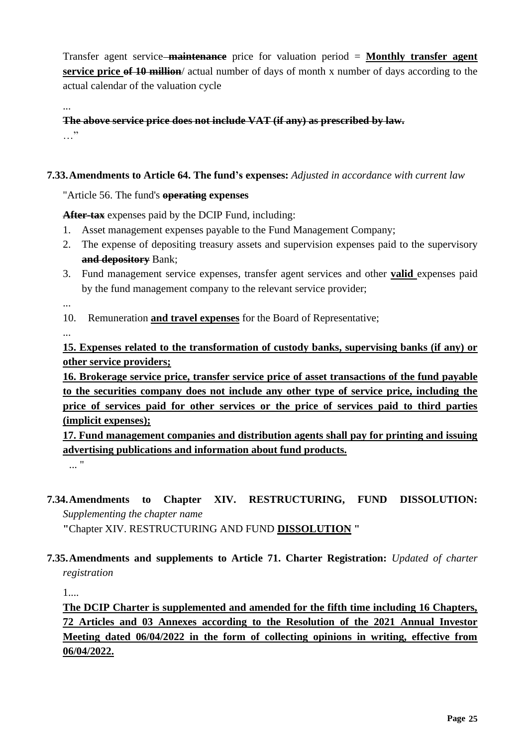Transfer agent service ~~maintenance~~ price for valuation period = **<u>Monthly transfer agent service price</u>** ~~**of 10 million**~~/ actual number of days of month x number of days according to the actual calendar of the valuation cycle

...

~~**The above service price does not include VAT (if any) as prescribed by law.**~~

…"

**7.33. Amendments to Article 64. The fund's expenses:** *Adjusted in accordance with current law*

"Article 56. The fund's ~~**operating**~~ **expenses**

~~**After-tax**~~ expenses paid by the DCIP Fund, including:

1. Asset management expenses payable to the Fund Management Company;
2. The expense of depositing treasury assets and supervision expenses paid to the supervisory ~~**and depository**~~ Bank;
3. Fund management service expenses, transfer agent services and other **<u>valid</u>** expenses paid by the fund management company to the relevant service provider;

...

10. Remuneration **<u>and travel expenses</u>** for the Board of Representative;

...

**<u>15. Expenses related to the transformation of custody banks, supervising banks (if any) or other service providers;</u>**

**<u>16. Brokerage service price, transfer service price of asset transactions of the fund payable to the securities company does not include any other type of service price, including the price of services paid for other services or the price of services paid to third parties (implicit expenses);</u>**

**<u>17. Fund management companies and distribution agents shall pay for printing and issuing advertising publications and information about fund products.</u>**

... "

**7.34. Amendments to Chapter XIV. RESTRUCTURING, FUND DISSOLUTION:** *Supplementing the chapter name*

**"**Chapter XIV. RESTRUCTURING AND FUND **<u>DISSOLUTION</u> "**

**7.35. Amendments and supplements to Article 71. Charter Registration:** *Updated of charter registration*

1....

**<u>The DCIP Charter is supplemented and amended for the fifth time including 16 Chapters, 72 Articles and 03 Annexes according to the Resolution of the 2021 Annual Investor Meeting dated 06/04/2022 in the form of collecting opinions in writing, effective from 06/04/2022.</u>**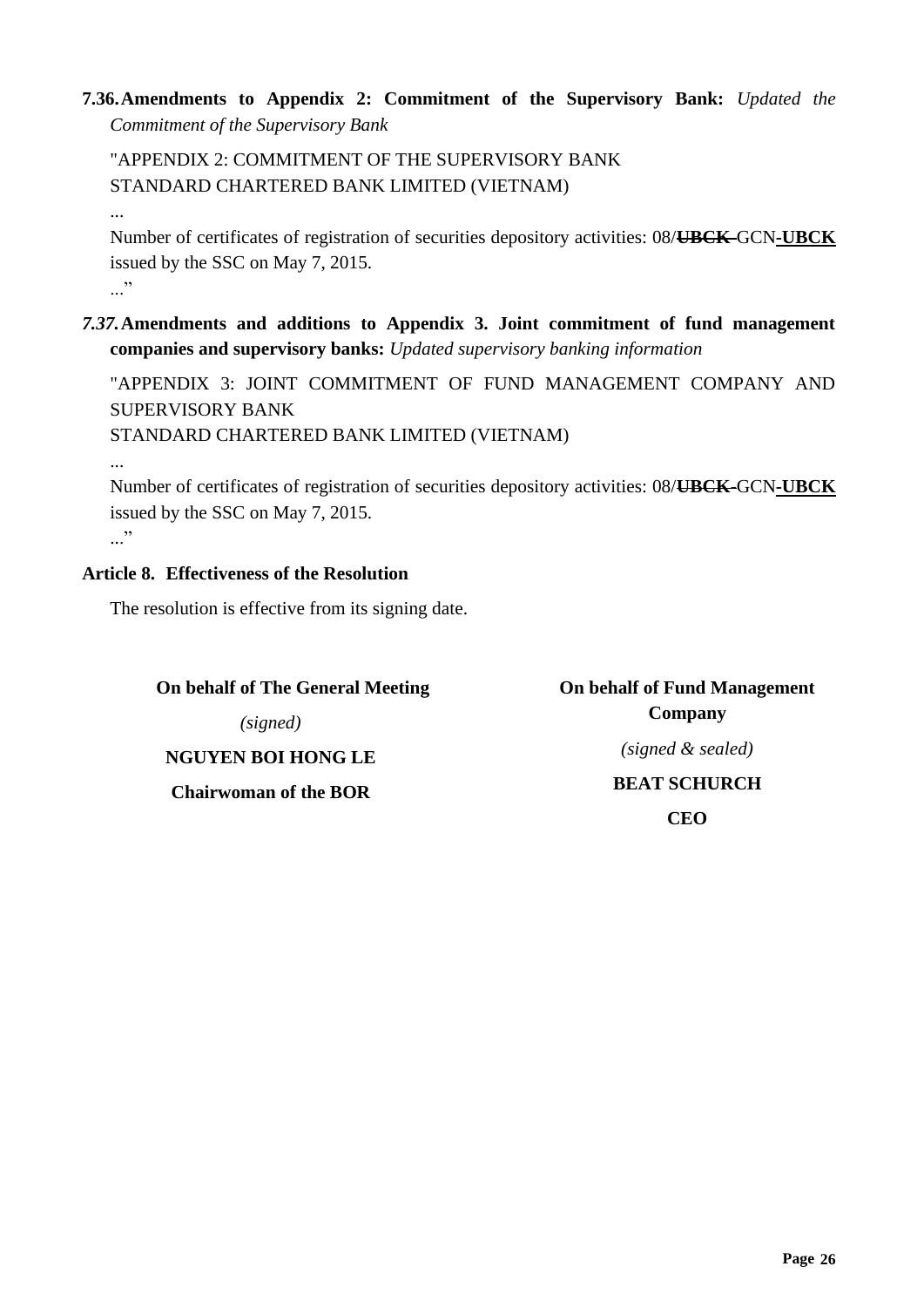**7.36. Amendments to Appendix 2: Commitment of the Supervisory Bank:** *Updated the Commitment of the Supervisory Bank*

"APPENDIX 2: COMMITMENT OF THE SUPERVISORY BANK
STANDARD CHARTERED BANK LIMITED (VIETNAM)

...

Number of certificates of registration of securities depository activities: 08/~~**UBCK-**~~GCN**-UBCK** issued by the SSC on May 7, 2015.

..."

***7.37.* Amendments and additions to Appendix 3. Joint commitment of fund management companies and supervisory banks:** *Updated supervisory banking information*

"APPENDIX 3: JOINT COMMITMENT OF FUND MANAGEMENT COMPANY AND SUPERVISORY BANK
STANDARD CHARTERED BANK LIMITED (VIETNAM)

...

Number of certificates of registration of securities depository activities: 08/~~**UBCK-**~~GCN**-UBCK** issued by the SSC on May 7, 2015.

..."

**Article 8. Effectiveness of the Resolution**

The resolution is effective from its signing date.

**On behalf of The General Meeting**

*(signed)*

**NGUYEN BOI HONG LE**

**Chairwoman of the BOR**

**On behalf of Fund Management Company**

*(signed & sealed)*

**BEAT SCHURCH**

**CEO**